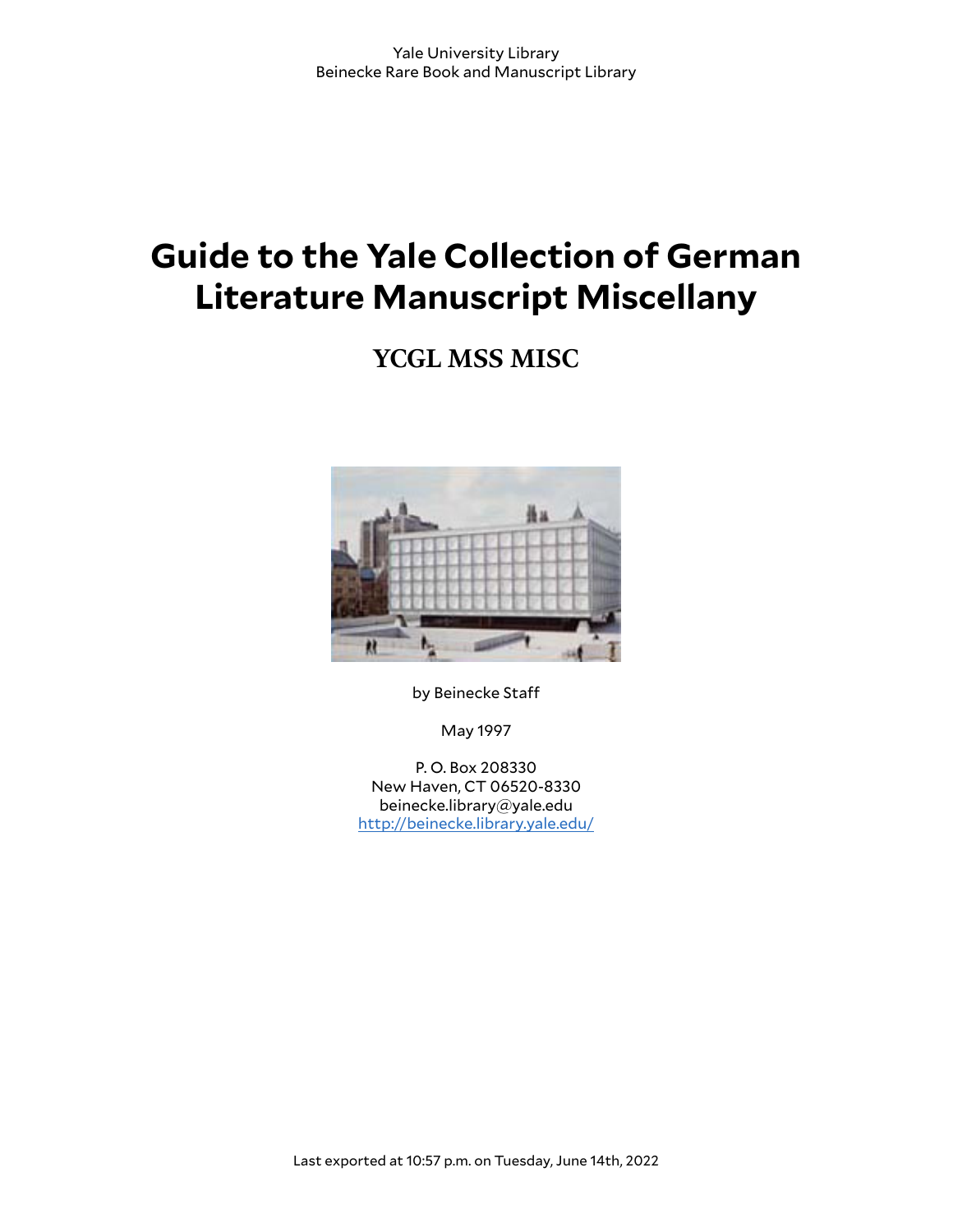Yale University Library
Beinecke Rare Book and Manuscript Library

# Guide to the Yale Collection of German Literature Manuscript Miscellany

## YCGL MSS MISC

by Beinecke Staff

May 1997

P. O. Box 208330
New Haven, CT 06520-8330
beinecke.library@yale.edu
http://beinecke.library.yale.edu/

Last exported at 10:57 p.m. on Tuesday, June 14th, 2022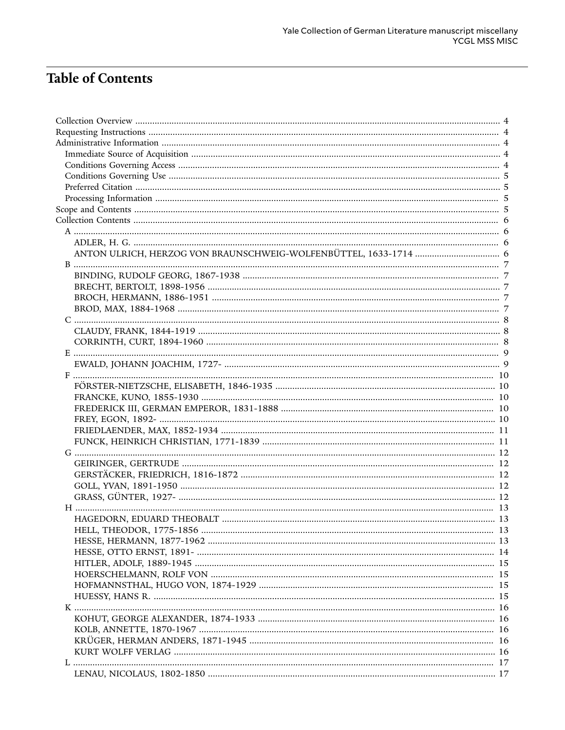# Table of Contents

- Collection Overview ........ 4
- Requesting Instructions ........ 4
- Administrative Information ........ 4
  - Immediate Source of Acquisition ........ 4
  - Conditions Governing Access ........ 4
  - Conditions Governing Use ........ 5
  - Preferred Citation ........ 5
  - Processing Information ........ 5
- Scope and Contents ........ 5
- Collection Contents ........ 6
  - A ........ 6
    - ADLER, H. G. ........ 6
    - ANTON ULRICH, HERZOG VON BRAUNSCHWEIG-WOLFENBÜTTEL, 1633-1714 ........ 6
  - B ........ 7
    - BINDING, RUDOLF GEORG, 1867-1938 ........ 7
    - BRECHT, BERTOLT, 1898-1956 ........ 7
    - BROCH, HERMANN, 1886-1951 ........ 7
    - BROD, MAX, 1884-1968 ........ 7
  - C ........ 8
    - CLAUDY, FRANK, 1844-1919 ........ 8
    - CORRINTH, CURT, 1894-1960 ........ 8
  - E ........ 9
    - EWALD, JOHANN JOACHIM, 1727- ........ 9
  - F ........ 10
    - FÖRSTER-NIETZSCHE, ELISABETH, 1846-1935 ........ 10
    - FRANCKE, KUNO, 1855-1930 ........ 10
    - FREDERICK III, GERMAN EMPEROR, 1831-1888 ........ 10
    - FREY, EGON, 1892- ........ 10
    - FRIEDLAENDER, MAX, 1852-1934 ........ 11
    - FUNCK, HEINRICH CHRISTIAN, 1771-1839 ........ 11
  - G ........ 12
    - GEIRINGER, GERTRUDE ........ 12
    - GERSTÄCKER, FRIEDRICH, 1816-1872 ........ 12
    - GOLL, YVAN, 1891-1950 ........ 12
    - GRASS, GÜNTER, 1927- ........ 12
  - H ........ 13
    - HAGEDORN, EDUARD THEOBALT ........ 13
    - HELL, THEODOR, 1775-1856 ........ 13
    - HESSE, HERMANN, 1877-1962 ........ 13
    - HESSE, OTTO ERNST, 1891- ........ 14
    - HITLER, ADOLF, 1889-1945 ........ 15
    - HOERSCHELMANN, ROLF VON ........ 15
    - HOFMANNSTHAL, HUGO VON, 1874-1929 ........ 15
    - HUESSY, HANS R. ........ 15
  - K ........ 16
    - KOHUT, GEORGE ALEXANDER, 1874-1933 ........ 16
    - KOLB, ANNETTE, 1870-1967 ........ 16
    - KRÜGER, HERMAN ANDERS, 1871-1945 ........ 16
    - KURT WOLFF VERLAG ........ 16
  - L ........ 17
    - LENAU, NICOLAUS, 1802-1850 ........ 17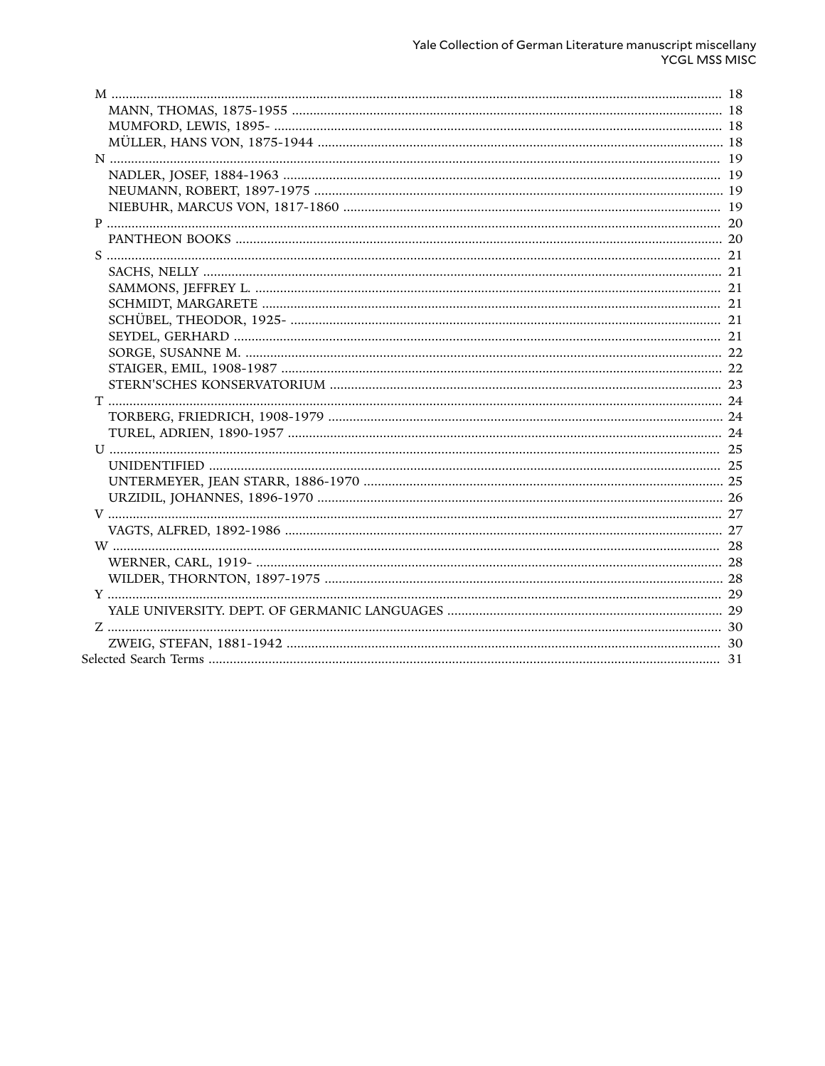- M ........ 18
  - MANN, THOMAS, 1875-1955 ........ 18
  - MUMFORD, LEWIS, 1895- ........ 18
  - MÜLLER, HANS VON, 1875-1944 ........ 18
- N ........ 19
  - NADLER, JOSEF, 1884-1963 ........ 19
  - NEUMANN, ROBERT, 1897-1975 ........ 19
  - NIEBUHR, MARCUS VON, 1817-1860 ........ 19
- P ........ 20
  - PANTHEON BOOKS ........ 20
- S ........ 21
  - SACHS, NELLY ........ 21
  - SAMMONS, JEFFREY L. ........ 21
  - SCHMIDT, MARGARETE ........ 21
  - SCHÜBEL, THEODOR, 1925- ........ 21
  - SEYDEL, GERHARD ........ 21
  - SORGE, SUSANNE M. ........ 22
  - STAIGER, EMIL, 1908-1987 ........ 22
  - STERN'SCHES KONSERVATORIUM ........ 23
- T ........ 24
  - TORBERG, FRIEDRICH, 1908-1979 ........ 24
  - TUREL, ADRIEN, 1890-1957 ........ 24
- U ........ 25
  - UNIDENTIFIED ........ 25
  - UNTERMEYER, JEAN STARR, 1886-1970 ........ 25
  - URZIDIL, JOHANNES, 1896-1970 ........ 26
- V ........ 27
  - VAGTS, ALFRED, 1892-1986 ........ 27
- W ........ 28
  - WERNER, CARL, 1919- ........ 28
  - WILDER, THORNTON, 1897-1975 ........ 28
- Y ........ 29
  - YALE UNIVERSITY. DEPT. OF GERMANIC LANGUAGES ........ 29
- Z ........ 30
  - ZWEIG, STEFAN, 1881-1942 ........ 30

Selected Search Terms ........ 31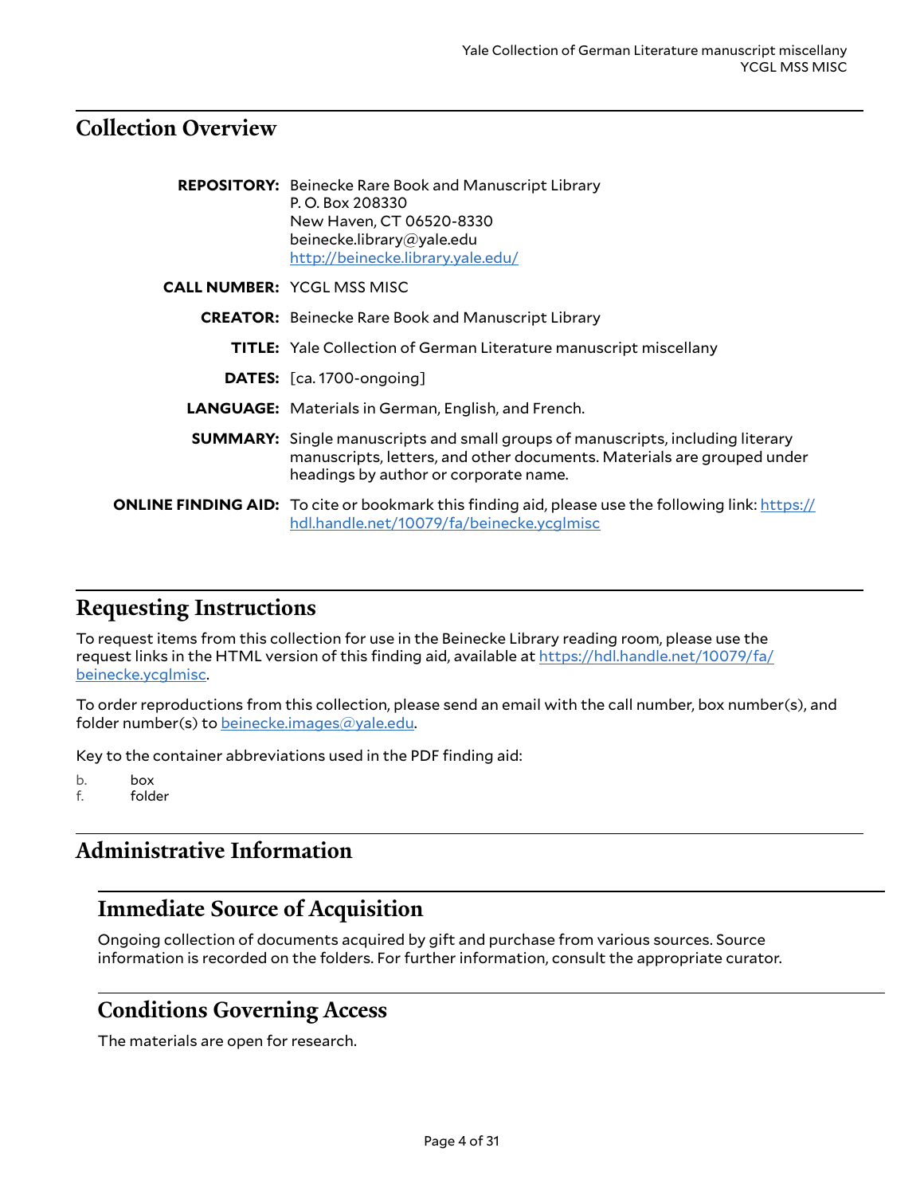## Collection Overview

**REPOSITORY:** Beinecke Rare Book and Manuscript Library
P. O. Box 208330
New Haven, CT 06520-8330
beinecke.library@yale.edu
http://beinecke.library.yale.edu/

**CALL NUMBER:** YCGL MSS MISC

**CREATOR:** Beinecke Rare Book and Manuscript Library

**TITLE:** Yale Collection of German Literature manuscript miscellany

**DATES:** [ca. 1700-ongoing]

**LANGUAGE:** Materials in German, English, and French.

**SUMMARY:** Single manuscripts and small groups of manuscripts, including literary manuscripts, letters, and other documents. Materials are grouped under headings by author or corporate name.

**ONLINE FINDING AID:** To cite or bookmark this finding aid, please use the following link: https://hdl.handle.net/10079/fa/beinecke.ycglmisc

## Requesting Instructions

To request items from this collection for use in the Beinecke Library reading room, please use the request links in the HTML version of this finding aid, available at https://hdl.handle.net/10079/fa/beinecke.ycglmisc.

To order reproductions from this collection, please send an email with the call number, box number(s), and folder number(s) to beinecke.images@yale.edu.

Key to the container abbreviations used in the PDF finding aid:

b. box
f. folder

## Administrative Information

### Immediate Source of Acquisition

Ongoing collection of documents acquired by gift and purchase from various sources. Source information is recorded on the folders. For further information, consult the appropriate curator.

### Conditions Governing Access

The materials are open for research.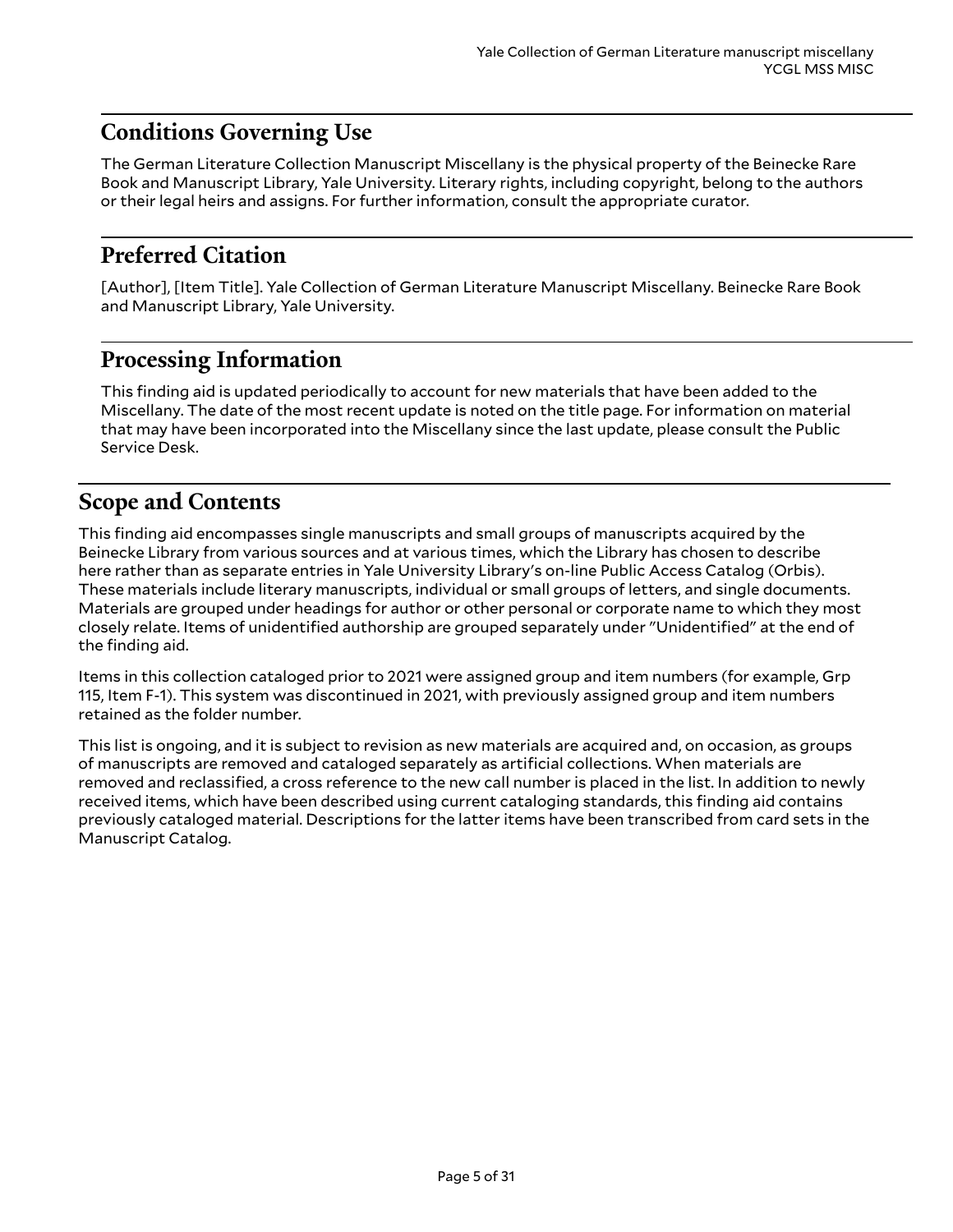## Conditions Governing Use

The German Literature Collection Manuscript Miscellany is the physical property of the Beinecke Rare Book and Manuscript Library, Yale University. Literary rights, including copyright, belong to the authors or their legal heirs and assigns. For further information, consult the appropriate curator.

## Preferred Citation

[Author], [Item Title]. Yale Collection of German Literature Manuscript Miscellany. Beinecke Rare Book and Manuscript Library, Yale University.

## Processing Information

This finding aid is updated periodically to account for new materials that have been added to the Miscellany. The date of the most recent update is noted on the title page. For information on material that may have been incorporated into the Miscellany since the last update, please consult the Public Service Desk.

## Scope and Contents

This finding aid encompasses single manuscripts and small groups of manuscripts acquired by the Beinecke Library from various sources and at various times, which the Library has chosen to describe here rather than as separate entries in Yale University Library's on-line Public Access Catalog (Orbis). These materials include literary manuscripts, individual or small groups of letters, and single documents. Materials are grouped under headings for author or other personal or corporate name to which they most closely relate. Items of unidentified authorship are grouped separately under "Unidentified" at the end of the finding aid.

Items in this collection cataloged prior to 2021 were assigned group and item numbers (for example, Grp 115, Item F-1). This system was discontinued in 2021, with previously assigned group and item numbers retained as the folder number.

This list is ongoing, and it is subject to revision as new materials are acquired and, on occasion, as groups of manuscripts are removed and cataloged separately as artificial collections. When materials are removed and reclassified, a cross reference to the new call number is placed in the list. In addition to newly received items, which have been described using current cataloging standards, this finding aid contains previously cataloged material. Descriptions for the latter items have been transcribed from card sets in the Manuscript Catalog.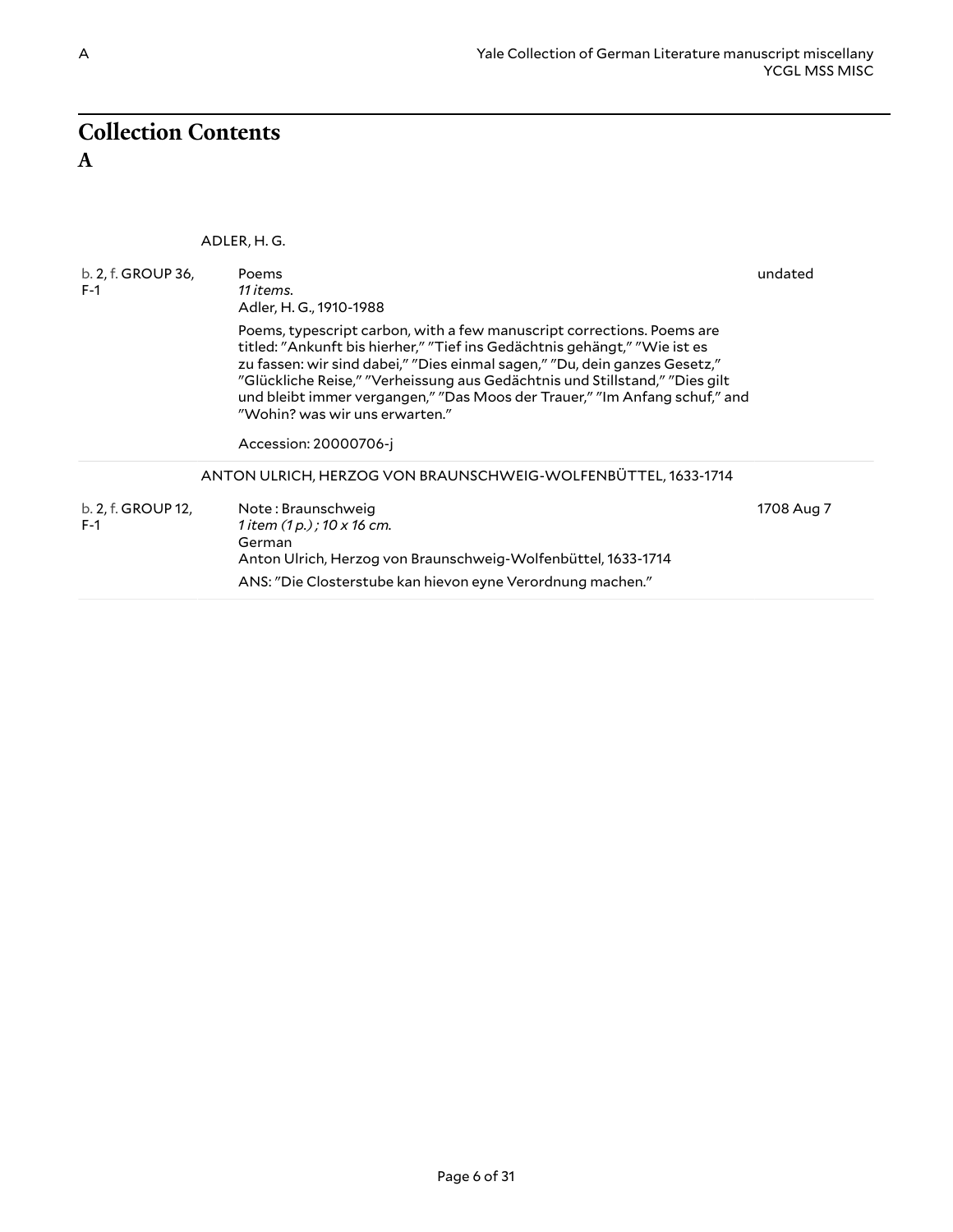# Collection Contents

## A

ADLER, H. G.

| Location | Description | Date |
|---|---|---|
| b. 2, f. GROUP 36, F-1 | Poems<br>*11 items.*<br>Adler, H. G., 1910-1988<br>Poems, typescript carbon, with a few manuscript corrections. Poems are titled: "Ankunft bis hierher," "Tief ins Gedächtnis gehängt," "Wie ist es zu fassen: wir sind dabei," "Dies einmal sagen," "Du, dein ganzes Gesetz," "Glückliche Reise," "Verheissung aus Gedächtnis und Stillstand," "Dies gilt und bleibt immer vergangen," "Das Moos der Trauer," "Im Anfang schuf," and "Wohin? was wir uns erwarten."<br>Accession: 20000706-j | undated |

ANTON ULRICH, HERZOG VON BRAUNSCHWEIG-WOLFENBÜTTEL, 1633-1714

| Location | Description | Date |
|---|---|---|
| b. 2, f. GROUP 12, F-1 | Note : Braunschweig<br>*1 item (1 p.) ; 10 x 16 cm.*<br>German<br>Anton Ulrich, Herzog von Braunschweig-Wolfenbüttel, 1633-1714<br>ANS: "Die Closterstube kan hievon eyne Verordnung machen." | 1708 Aug 7 |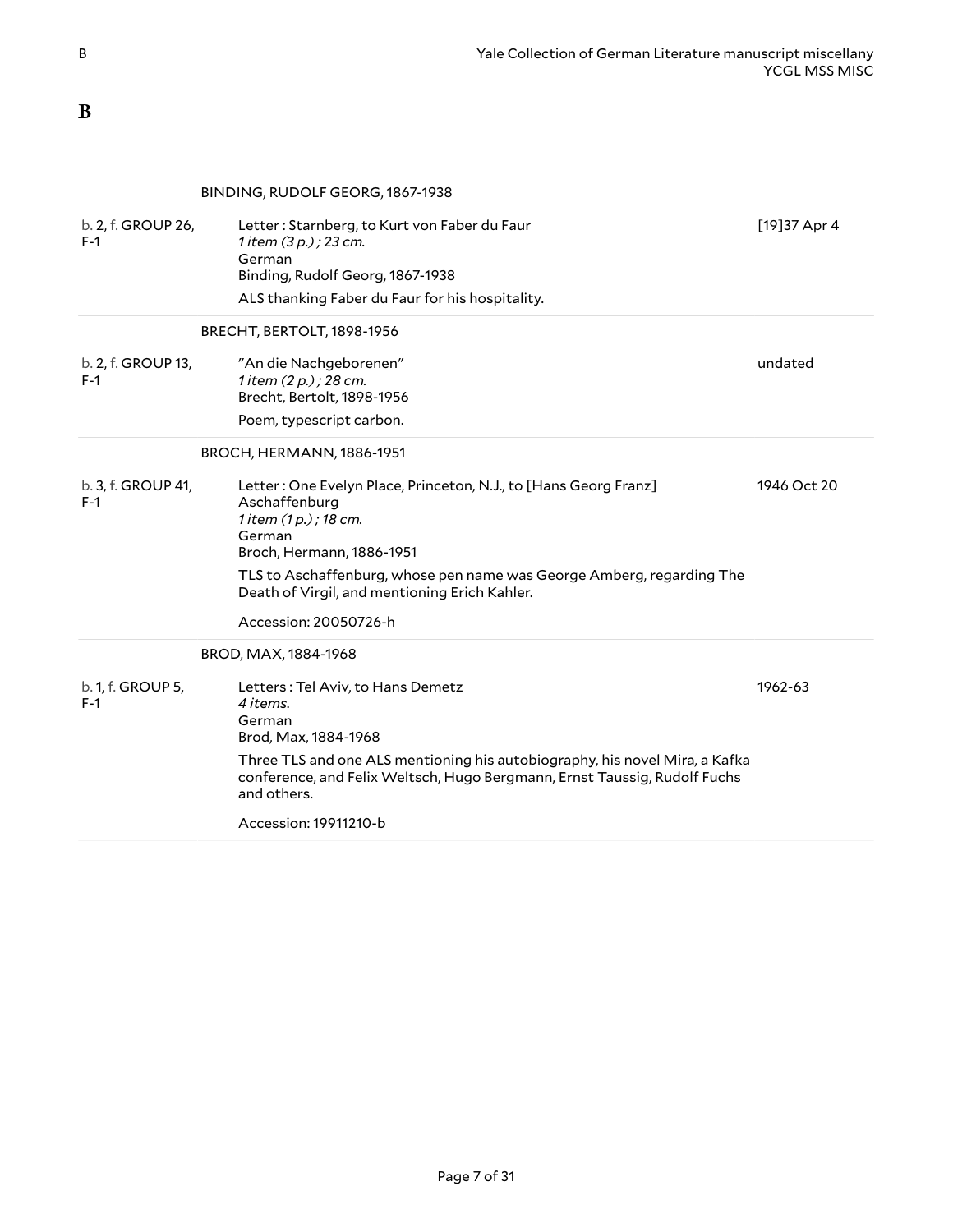# B

### BINDING, RUDOLF GEORG, 1867-1938

b. 2, f. GROUP 26, F-1

Letter : Starnberg, to Kurt von Faber du Faur — [19]37 Apr 4

*1 item (3 p.) ; 23 cm.*

German

Binding, Rudolf Georg, 1867-1938

ALS thanking Faber du Faur for his hospitality.

### BRECHT, BERTOLT, 1898-1956

b. 2, f. GROUP 13, F-1

"An die Nachgeborenen" — undated

*1 item (2 p.) ; 28 cm.*

Brecht, Bertolt, 1898-1956

Poem, typescript carbon.

### BROCH, HERMANN, 1886-1951

b. 3, f. GROUP 41, F-1

Letter : One Evelyn Place, Princeton, N.J., to [Hans Georg Franz] Aschaffenburg — 1946 Oct 20

*1 item (1 p.) ; 18 cm.*

German

Broch, Hermann, 1886-1951

TLS to Aschaffenburg, whose pen name was George Amberg, regarding The Death of Virgil, and mentioning Erich Kahler.

Accession: 20050726-h

### BROD, MAX, 1884-1968

b. 1, f. GROUP 5, F-1

Letters : Tel Aviv, to Hans Demetz — 1962-63

*4 items.*

German

Brod, Max, 1884-1968

Three TLS and one ALS mentioning his autobiography, his novel Mira, a Kafka conference, and Felix Weltsch, Hugo Bergmann, Ernst Taussig, Rudolf Fuchs and others.

Accession: 19911210-b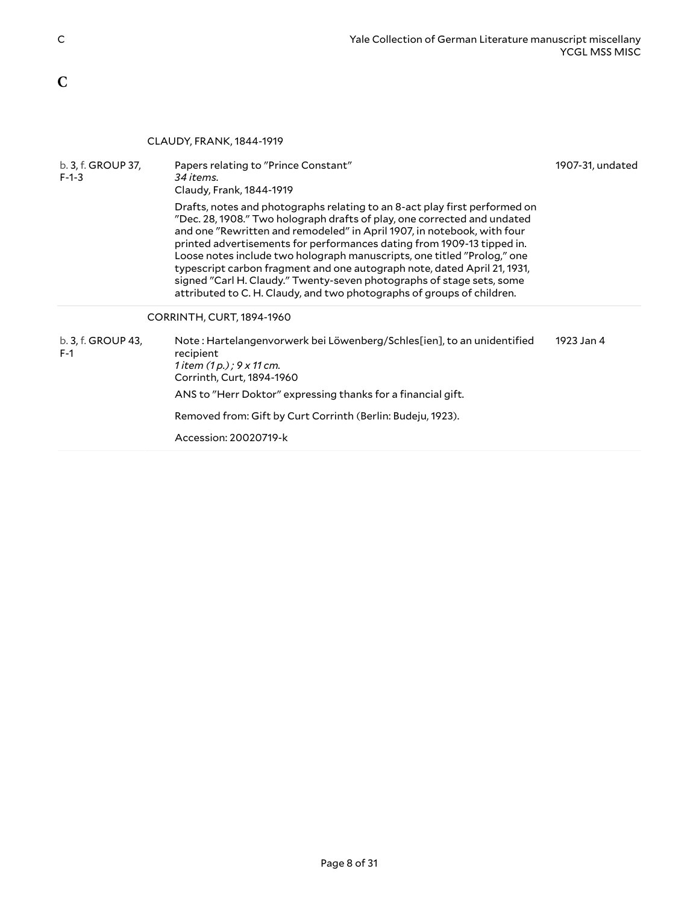# C

### CLAUDY, FRANK, 1844-1919

| Location | Description | Date |
|---|---|---|
| b. 3, f. GROUP 37, F-1-3 | Papers relating to "Prince Constant"<br>*34 items.*<br>Claudy, Frank, 1844-1919<br><br>Drafts, notes and photographs relating to an 8-act play first performed on "Dec. 28, 1908." Two holograph drafts of play, one corrected and undated and one "Rewritten and remodeled" in April 1907, in notebook, with four printed advertisements for performances dating from 1909-13 tipped in. Loose notes include two holograph manuscripts, one titled "Prolog," one typescript carbon fragment and one autograph note, dated April 21, 1931, signed "Carl H. Claudy." Twenty-seven photographs of stage sets, some attributed to C. H. Claudy, and two photographs of groups of children. | 1907-31, undated |

### CORRINTH, CURT, 1894-1960

| Location | Description | Date |
|---|---|---|
| b. 3, f. GROUP 43, F-1 | Note : Hartelangenvorwerk bei Löwenberg/Schles[ien], to an unidentified recipient<br>*1 item (1 p.) ; 9 x 11 cm.*<br>Corrinth, Curt, 1894-1960<br><br>ANS to "Herr Doktor" expressing thanks for a financial gift.<br><br>Removed from: Gift by Curt Corrinth (Berlin: Budeju, 1923).<br><br>Accession: 20020719-k | 1923 Jan 4 |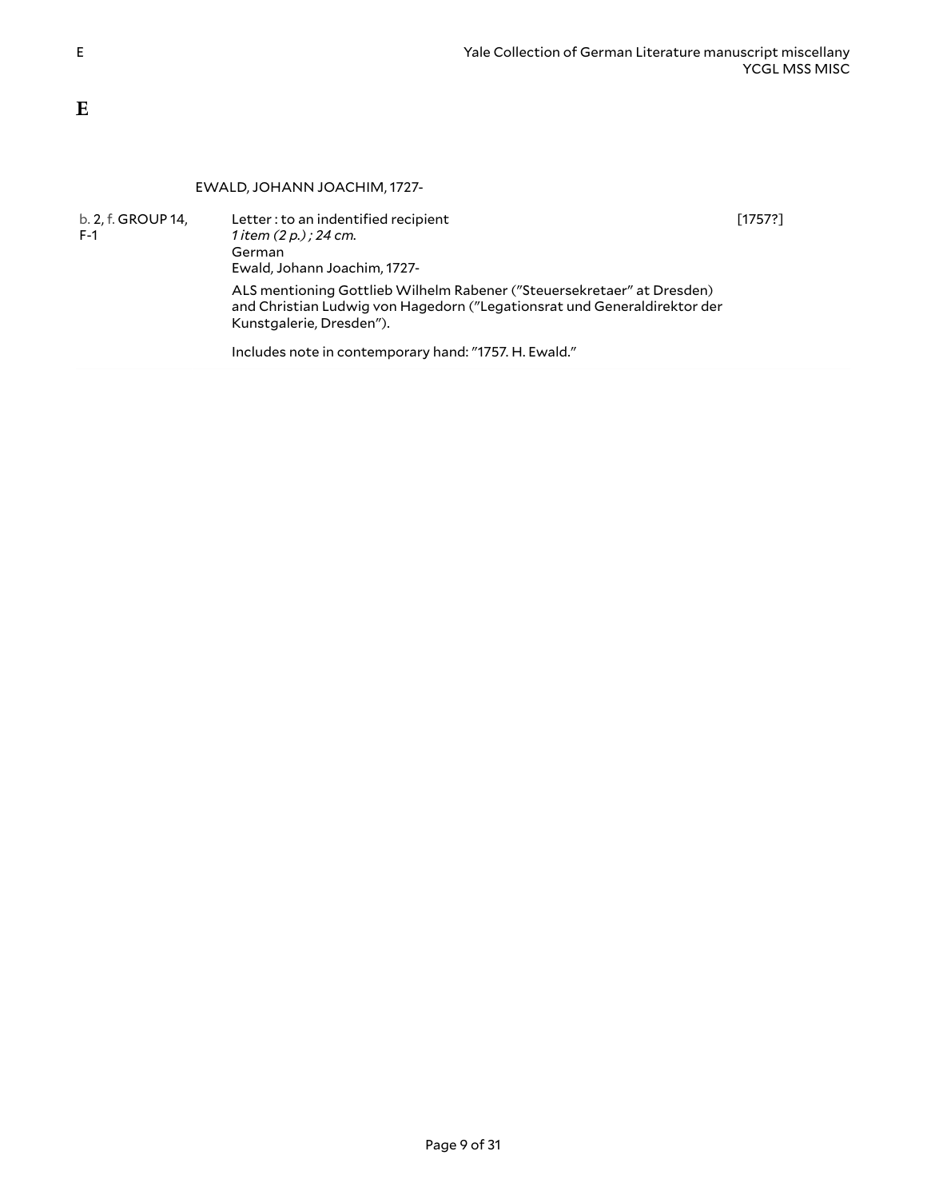# E

### EWALD, JOHANN JOACHIM, 1727-

b. 2, f. GROUP 14, F-1

Letter : to an indentified recipient — [1757?]

*1 item (2 p.) ; 24 cm.*

German

Ewald, Johann Joachim, 1727-

ALS mentioning Gottlieb Wilhelm Rabener ("Steuersekretaer" at Dresden) and Christian Ludwig von Hagedorn ("Legationsrat und Generaldirektor der Kunstgalerie, Dresden").

Includes note in contemporary hand: "1757. H. Ewald."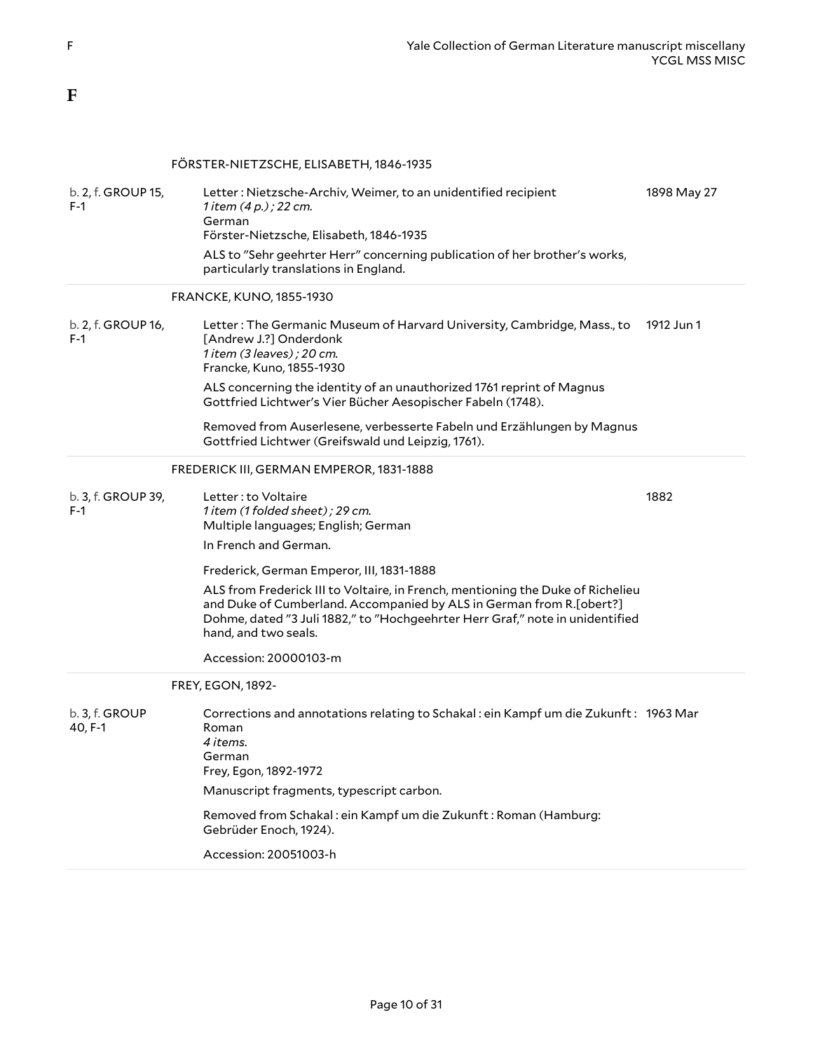# F

### FÖRSTER-NIETZSCHE, ELISABETH, 1846-1935

| | | |
|---|---|---|
| b. 2, f. GROUP 15, F-1 | Letter : Nietzsche-Archiv, Weimer, to an unidentified recipient<br>*1 item (4 p.) ; 22 cm.*<br>German<br>Förster-Nietzsche, Elisabeth, 1846-1935<br>ALS to "Sehr geehrter Herr" concerning publication of her brother's works, particularly translations in England. | 1898 May 27 |

### FRANCKE, KUNO, 1855-1930

| | | |
|---|---|---|
| b. 2, f. GROUP 16, F-1 | Letter : The Germanic Museum of Harvard University, Cambridge, Mass., to [Andrew J.?] Onderdonk<br>*1 item (3 leaves) ; 20 cm.*<br>Francke, Kuno, 1855-1930<br>ALS concerning the identity of an unauthorized 1761 reprint of Magnus Gottfried Lichtwer's Vier Bücher Aesopischer Fabeln (1748).<br>Removed from Auserlesene, verbesserte Fabeln und Erzählungen by Magnus Gottfried Lichtwer (Greifswald und Leipzig, 1761). | 1912 Jun 1 |

### FREDERICK III, GERMAN EMPEROR, 1831-1888

| | | |
|---|---|---|
| b. 3, f. GROUP 39, F-1 | Letter : to Voltaire<br>*1 item (1 folded sheet) ; 29 cm.*<br>Multiple languages; English; German<br>In French and German.<br>Frederick, German Emperor, III, 1831-1888<br>ALS from Frederick III to Voltaire, in French, mentioning the Duke of Richelieu and Duke of Cumberland. Accompanied by ALS in German from R.[obert?] Dohme, dated "3 Juli 1882," to "Hochgeehrter Herr Graf," note in unidentified hand, and two seals.<br>Accession: 20000103-m | 1882 |

### FREY, EGON, 1892-

| | | |
|---|---|---|
| b. 3, f. GROUP 40, F-1 | Corrections and annotations relating to Schakal : ein Kampf um die Zukunft : Roman<br>*4 items.*<br>German<br>Frey, Egon, 1892-1972<br>Manuscript fragments, typescript carbon.<br>Removed from Schakal : ein Kampf um die Zukunft : Roman (Hamburg: Gebrüder Enoch, 1924).<br>Accession: 20051003-h | 1963 Mar |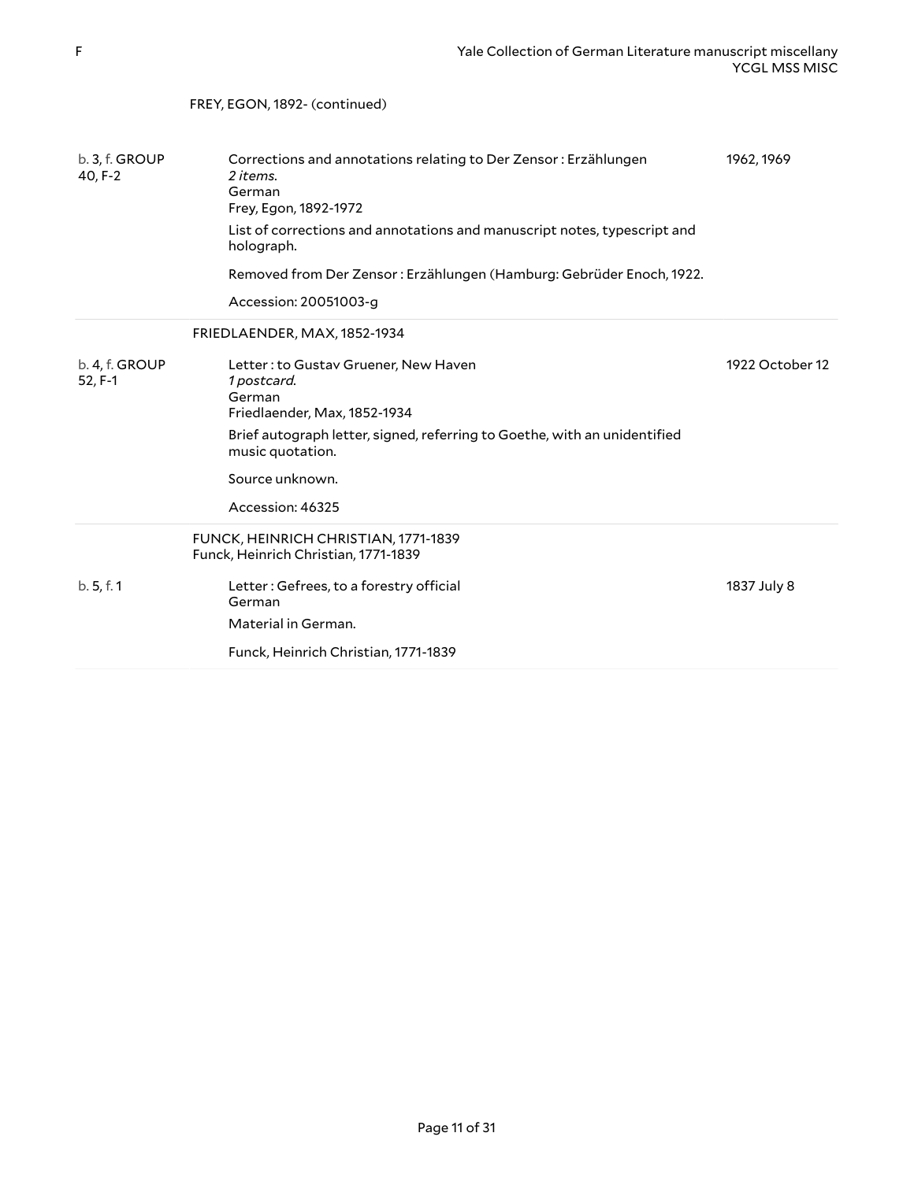FREY, EGON, 1892- (continued)

| Location | Description | Date |
| --- | --- | --- |
| b. 3, f. GROUP 40, F-2 | Corrections and annotations relating to Der Zensor : Erzählungen<br>*2 items.*<br>German<br>Frey, Egon, 1892-1972<br>List of corrections and annotations and manuscript notes, typescript and holograph.<br>Removed from Der Zensor : Erzählungen (Hamburg: Gebrüder Enoch, 1922.<br>Accession: 20051003-g | 1962, 1969 |

FRIEDLAENDER, MAX, 1852-1934

| Location | Description | Date |
| --- | --- | --- |
| b. 4, f. GROUP 52, F-1 | Letter : to Gustav Gruener, New Haven<br>*1 postcard.*<br>German<br>Friedlaender, Max, 1852-1934<br>Brief autograph letter, signed, referring to Goethe, with an unidentified music quotation.<br>Source unknown.<br>Accession: 46325 | 1922 October 12 |

FUNCK, HEINRICH CHRISTIAN, 1771-1839
Funck, Heinrich Christian, 1771-1839

| Location | Description | Date |
| --- | --- | --- |
| b. 5, f. 1 | Letter : Gefrees, to a forestry official<br>German<br>Material in German.<br>Funck, Heinrich Christian, 1771-1839 | 1837 July 8 |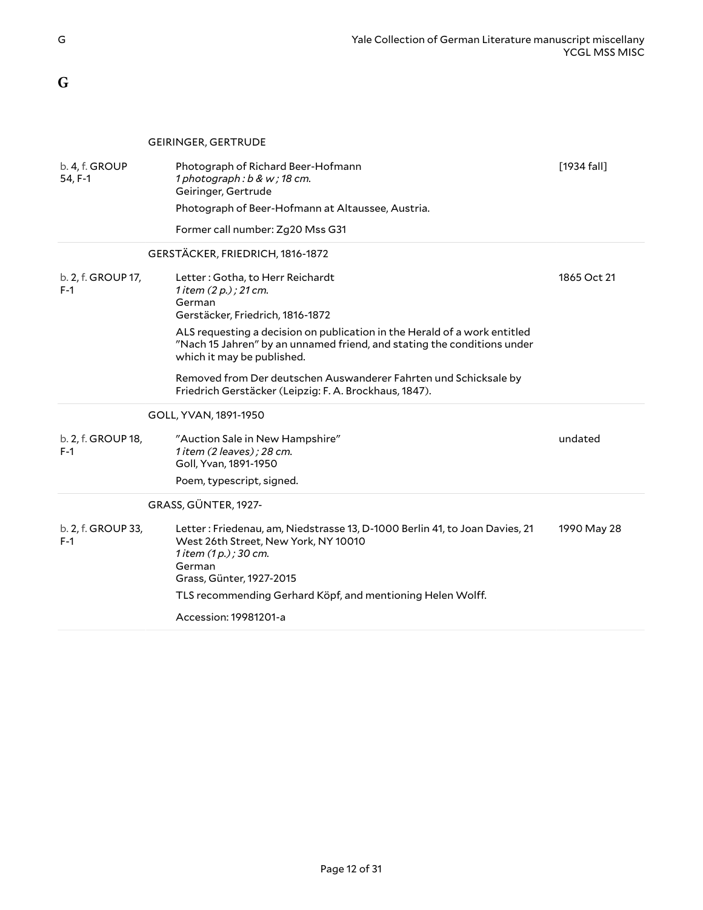# G

### GEIRINGER, GERTRUDE

b. 4, f. GROUP 54, F-1

Photograph of Richard Beer-Hofmann
*1 photograph : b & w ; 18 cm.*
Geiringer, Gertrude

[1934 fall]

Photograph of Beer-Hofmann at Altaussee, Austria.

Former call number: Zg20 Mss G31

### GERSTÄCKER, FRIEDRICH, 1816-1872

b. 2, f. GROUP 17, F-1

Letter : Gotha, to Herr Reichardt
*1 item (2 p.) ; 21 cm.*
German
Gerstäcker, Friedrich, 1816-1872

1865 Oct 21

ALS requesting a decision on publication in the Herald of a work entitled "Nach 15 Jahren" by an unnamed friend, and stating the conditions under which it may be published.

Removed from Der deutschen Auswanderer Fahrten und Schicksale by Friedrich Gerstäcker (Leipzig: F. A. Brockhaus, 1847).

### GOLL, YVAN, 1891-1950

b. 2, f. GROUP 18, F-1

"Auction Sale in New Hampshire"
*1 item (2 leaves) ; 28 cm.*
Goll, Yvan, 1891-1950

undated

Poem, typescript, signed.

### GRASS, GÜNTER, 1927-

b. 2, f. GROUP 33, F-1

Letter : Friedenau, am, Niedstrasse 13, D-1000 Berlin 41, to Joan Davies, 21 West 26th Street, New York, NY 10010
*1 item (1 p.) ; 30 cm.*
German
Grass, Günter, 1927-2015

1990 May 28

TLS recommending Gerhard Köpf, and mentioning Helen Wolff.

Accession: 19981201-a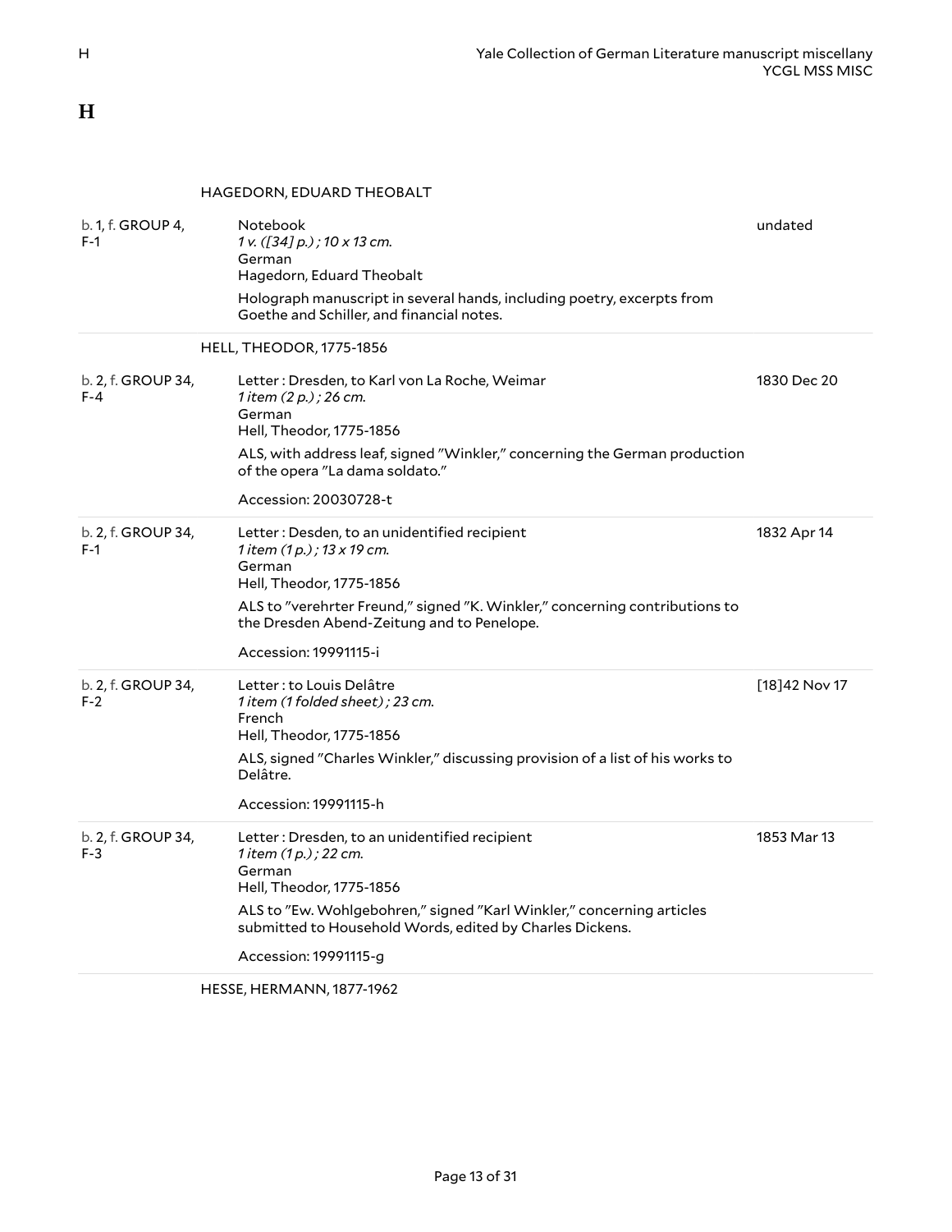# H

### HAGEDORN, EDUARD THEOBALT

| Location | Description | Date |
|---|---|---|
| b. 1, f. GROUP 4, F-1 | Notebook<br>*1 v. ([34] p.) ; 10 x 13 cm.*<br>German<br>Hagedorn, Eduard Theobalt<br>Holograph manuscript in several hands, including poetry, excerpts from Goethe and Schiller, and financial notes. | undated |

### HELL, THEODOR, 1775-1856

| Location | Description | Date |
|---|---|---|
| b. 2, f. GROUP 34, F-4 | Letter : Dresden, to Karl von La Roche, Weimar<br>*1 item (2 p.) ; 26 cm.*<br>German<br>Hell, Theodor, 1775-1856<br>ALS, with address leaf, signed "Winkler," concerning the German production of the opera "La dama soldato."<br>Accession: 20030728-t | 1830 Dec 20 |
| b. 2, f. GROUP 34, F-1 | Letter : Desden, to an unidentified recipient<br>*1 item (1 p.) ; 13 x 19 cm.*<br>German<br>Hell, Theodor, 1775-1856<br>ALS to "verehrter Freund," signed "K. Winkler," concerning contributions to the Dresden Abend-Zeitung and to Penelope.<br>Accession: 19991115-i | 1832 Apr 14 |
| b. 2, f. GROUP 34, F-2 | Letter : to Louis Delâtre<br>*1 item (1 folded sheet) ; 23 cm.*<br>French<br>Hell, Theodor, 1775-1856<br>ALS, signed "Charles Winkler," discussing provision of a list of his works to Delâtre.<br>Accession: 19991115-h | [18]42 Nov 17 |
| b. 2, f. GROUP 34, F-3 | Letter : Dresden, to an unidentified recipient<br>*1 item (1 p.) ; 22 cm.*<br>German<br>Hell, Theodor, 1775-1856<br>ALS to "Ew. Wohlgebohren," signed "Karl Winkler," concerning articles submitted to Household Words, edited by Charles Dickens.<br>Accession: 19991115-g | 1853 Mar 13 |

### HESSE, HERMANN, 1877-1962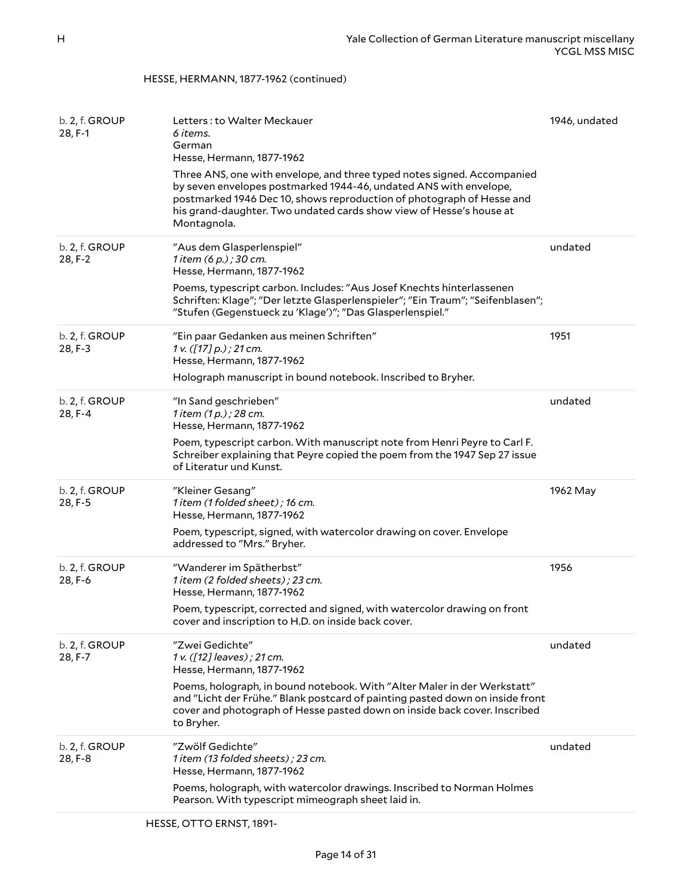HESSE, HERMANN, 1877-1962 (continued)

| | | |
|---|---|---|
| b. 2, f. GROUP 28, F-1 | Letters : to Walter Meckauer<br>*6 items.*<br>German<br>Hesse, Hermann, 1877-1962<br>Three ANS, one with envelope, and three typed notes signed. Accompanied by seven envelopes postmarked 1944-46, undated ANS with envelope, postmarked 1946 Dec 10, shows reproduction of photograph of Hesse and his grand-daughter. Two undated cards show view of Hesse's house at Montagnola. | 1946, undated |
| b. 2, f. GROUP 28, F-2 | "Aus dem Glasperlenspiel"<br>*1 item (6 p.) ; 30 cm.*<br>Hesse, Hermann, 1877-1962<br>Poems, typescript carbon. Includes: "Aus Josef Knechts hinterlassenen Schriften: Klage"; "Der letzte Glasperlenspieler"; "Ein Traum"; "Seifenblasen"; "Stufen (Gegenstueck zu 'Klage')"; "Das Glasperlenspiel." | undated |
| b. 2, f. GROUP 28, F-3 | "Ein paar Gedanken aus meinen Schriften"<br>*1 v. ([17] p.) ; 21 cm.*<br>Hesse, Hermann, 1877-1962<br>Holograph manuscript in bound notebook. Inscribed to Bryher. | 1951 |
| b. 2, f. GROUP 28, F-4 | "In Sand geschrieben"<br>*1 item (1 p.) ; 28 cm.*<br>Hesse, Hermann, 1877-1962<br>Poem, typescript carbon. With manuscript note from Henri Peyre to Carl F. Schreiber explaining that Peyre copied the poem from the 1947 Sep 27 issue of Literatur und Kunst. | undated |
| b. 2, f. GROUP 28, F-5 | "Kleiner Gesang"<br>*1 item (1 folded sheet) ; 16 cm.*<br>Hesse, Hermann, 1877-1962<br>Poem, typescript, signed, with watercolor drawing on cover. Envelope addressed to "Mrs." Bryher. | 1962 May |
| b. 2, f. GROUP 28, F-6 | "Wanderer im Spätherbst"<br>*1 item (2 folded sheets) ; 23 cm.*<br>Hesse, Hermann, 1877-1962<br>Poem, typescript, corrected and signed, with watercolor drawing on front cover and inscription to H.D. on inside back cover. | 1956 |
| b. 2, f. GROUP 28, F-7 | "Zwei Gedichte"<br>*1 v. ([12] leaves) ; 21 cm.*<br>Hesse, Hermann, 1877-1962<br>Poems, holograph, in bound notebook. With "Alter Maler in der Werkstatt" and "Licht der Frühe." Blank postcard of painting pasted down on inside front cover and photograph of Hesse pasted down on inside back cover. Inscribed to Bryher. | undated |
| b. 2, f. GROUP 28, F-8 | "Zwölf Gedichte"<br>*1 item (13 folded sheets) ; 23 cm.*<br>Hesse, Hermann, 1877-1962<br>Poems, holograph, with watercolor drawings. Inscribed to Norman Holmes Pearson. With typescript mimeograph sheet laid in. | undated |

HESSE, OTTO ERNST, 1891-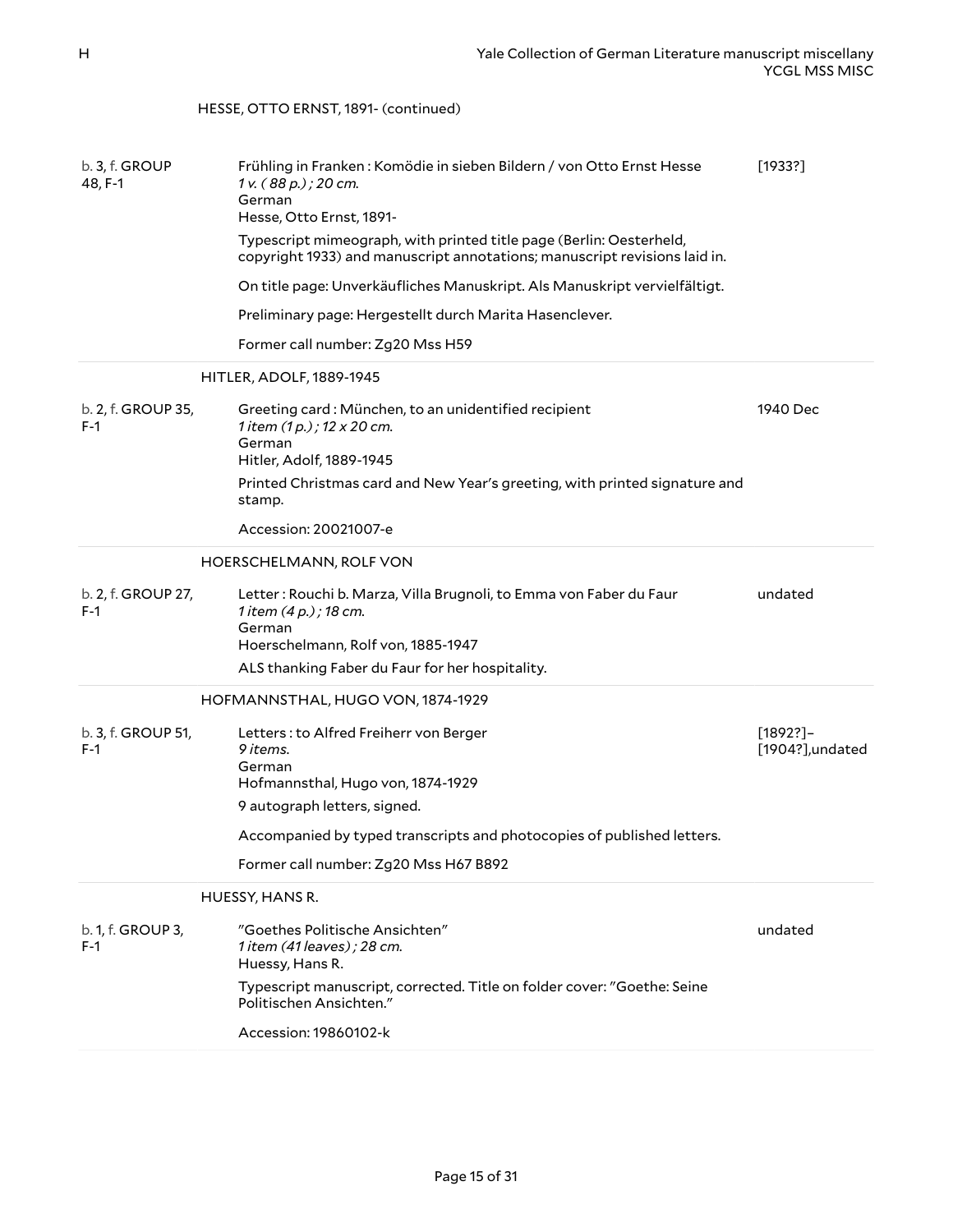HESSE, OTTO ERNST, 1891- (continued)

| | | |
|---|---|---|
| b. 3, f. GROUP 48, F-1 | Frühling in Franken : Komödie in sieben Bildern / von Otto Ernst Hesse<br>*1 v. ( 88 p.) ; 20 cm.*<br>German<br>Hesse, Otto Ernst, 1891-<br>Typescript mimeograph, with printed title page (Berlin: Oesterheld, copyright 1933) and manuscript annotations; manuscript revisions laid in.<br>On title page: Unverkäufliches Manuskript. Als Manuskript vervielfältigt.<br>Preliminary page: Hergestellt durch Marita Hasenclever.<br>Former call number: Zg20 Mss H59 | [1933?] |

HITLER, ADOLF, 1889-1945

| | | |
|---|---|---|
| b. 2, f. GROUP 35, F-1 | Greeting card : München, to an unidentified recipient<br>*1 item (1 p.) ; 12 x 20 cm.*<br>German<br>Hitler, Adolf, 1889-1945<br>Printed Christmas card and New Year's greeting, with printed signature and stamp.<br>Accession: 20021007-e | 1940 Dec |

HOERSCHELMANN, ROLF VON

| | | |
|---|---|---|
| b. 2, f. GROUP 27, F-1 | Letter : Rouchi b. Marza, Villa Brugnoli, to Emma von Faber du Faur<br>*1 item (4 p.) ; 18 cm.*<br>German<br>Hoerschelmann, Rolf von, 1885-1947<br>ALS thanking Faber du Faur for her hospitality. | undated |

HOFMANNSTHAL, HUGO VON, 1874-1929

| | | |
|---|---|---|
| b. 3, f. GROUP 51, F-1 | Letters : to Alfred Freiherr von Berger<br>*9 items.*<br>German<br>Hofmannsthal, Hugo von, 1874-1929<br>9 autograph letters, signed.<br>Accompanied by typed transcripts and photocopies of published letters.<br>Former call number: Zg20 Mss H67 B892 | [1892?]–[1904?],undated |

HUESSY, HANS R.

| | | |
|---|---|---|
| b. 1, f. GROUP 3, F-1 | "Goethes Politische Ansichten"<br>*1 item (41 leaves) ; 28 cm.*<br>Huessy, Hans R.<br>Typescript manuscript, corrected. Title on folder cover: "Goethe: Seine Politischen Ansichten."<br>Accession: 19860102-k | undated |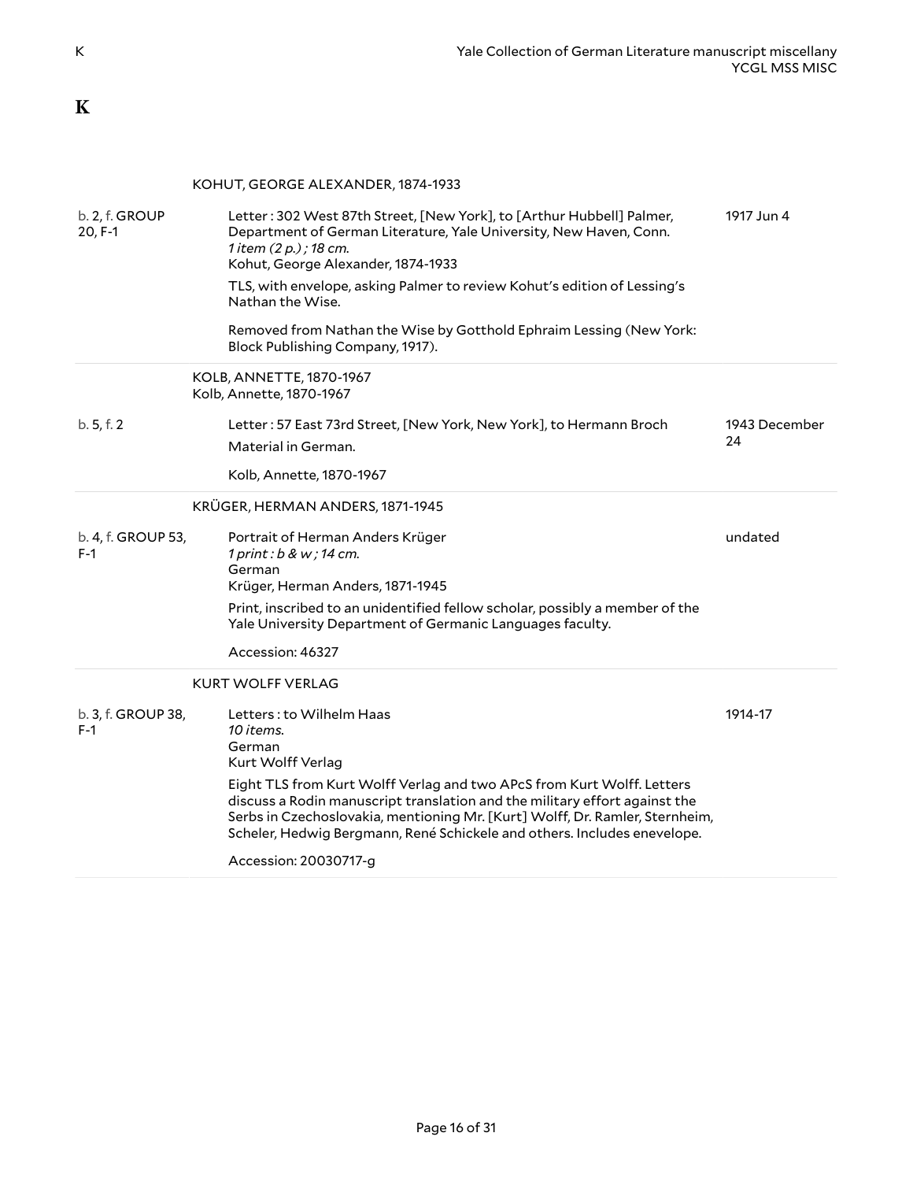# K

### KOHUT, GEORGE ALEXANDER, 1874-1933

| Location | Description | Date |
| --- | --- | --- |
| b. 2, f. GROUP 20, F-1 | Letter : 302 West 87th Street, [New York], to [Arthur Hubbell] Palmer, Department of German Literature, Yale University, New Haven, Conn.<br>*1 item (2 p.) ; 18 cm.*<br>Kohut, George Alexander, 1874-1933<br><br>TLS, with envelope, asking Palmer to review Kohut's edition of Lessing's Nathan the Wise.<br><br>Removed from Nathan the Wise by Gotthold Ephraim Lessing (New York: Block Publishing Company, 1917). | 1917 Jun 4 |

### KOLB, ANNETTE, 1870-1967

Kolb, Annette, 1870-1967

| Location | Description | Date |
| --- | --- | --- |
| b. 5, f. 2 | Letter : 57 East 73rd Street, [New York, New York], to Hermann Broch<br>Material in German.<br><br>Kolb, Annette, 1870-1967 | 1943 December 24 |

### KRÜGER, HERMAN ANDERS, 1871-1945

| Location | Description | Date |
| --- | --- | --- |
| b. 4, f. GROUP 53, F-1 | Portrait of Herman Anders Krüger<br>*1 print : b & w ; 14 cm.*<br>German<br>Krüger, Herman Anders, 1871-1945<br><br>Print, inscribed to an unidentified fellow scholar, possibly a member of the Yale University Department of Germanic Languages faculty.<br><br>Accession: 46327 | undated |

### KURT WOLFF VERLAG

| Location | Description | Date |
| --- | --- | --- |
| b. 3, f. GROUP 38, F-1 | Letters : to Wilhelm Haas<br>*10 items.*<br>German<br>Kurt Wolff Verlag<br><br>Eight TLS from Kurt Wolff Verlag and two APcS from Kurt Wolff. Letters discuss a Rodin manuscript translation and the military effort against the Serbs in Czechoslovakia, mentioning Mr. [Kurt] Wolff, Dr. Ramler, Sternheim, Scheler, Hedwig Bergmann, René Schickele and others. Includes enevelope.<br><br>Accession: 20030717-g | 1914-17 |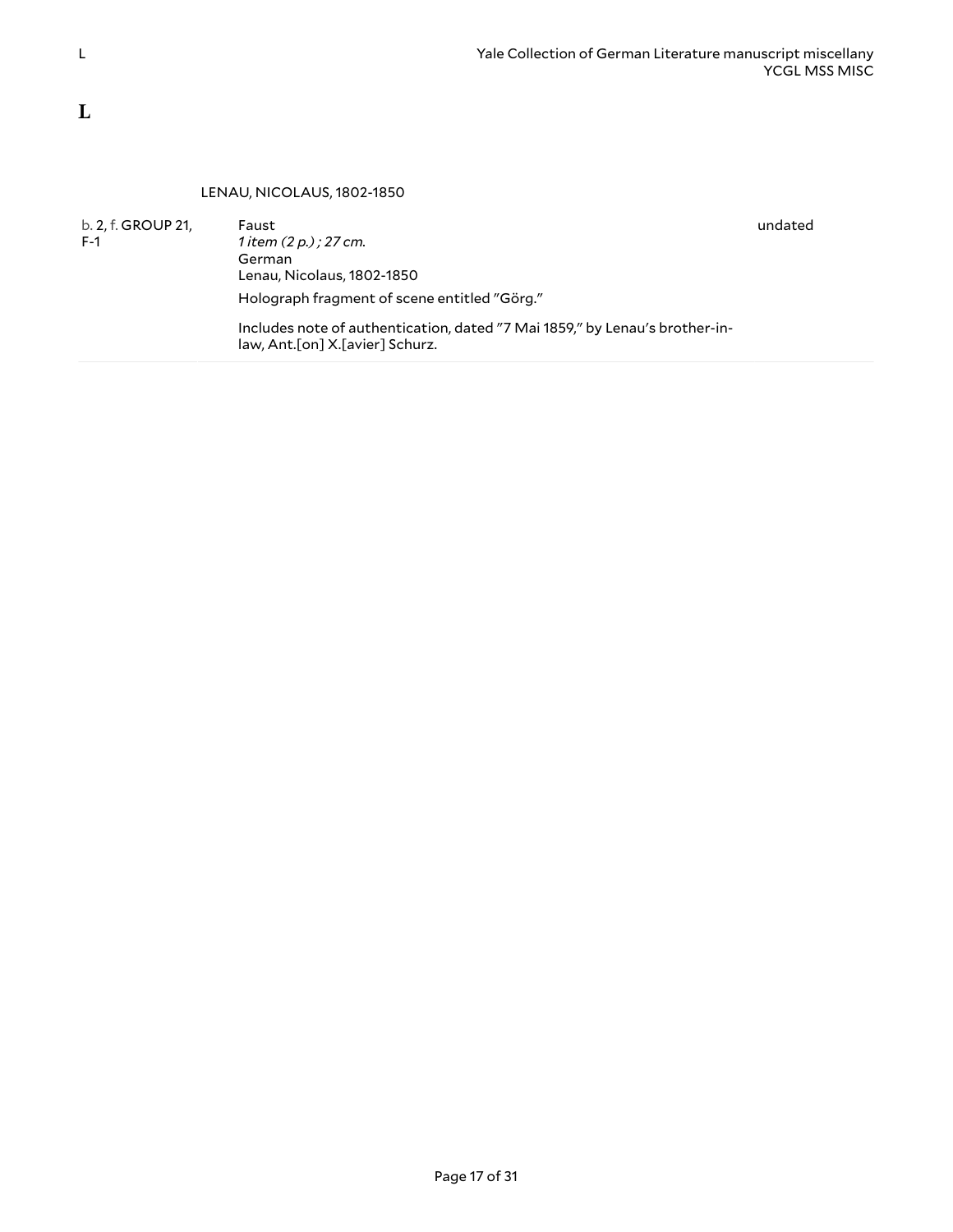# L

### LENAU, NICOLAUS, 1802-1850

| | | |
|---|---|---|
| b. 2, f. GROUP 21, F-1 | Faust<br>*1 item (2 p.) ; 27 cm.*<br>German<br>Lenau, Nicolaus, 1802-1850<br>Holograph fragment of scene entitled "Görg."<br>Includes note of authentication, dated "7 Mai 1859," by Lenau's brother-in-law, Ant.[on] X.[avier] Schurz. | undated |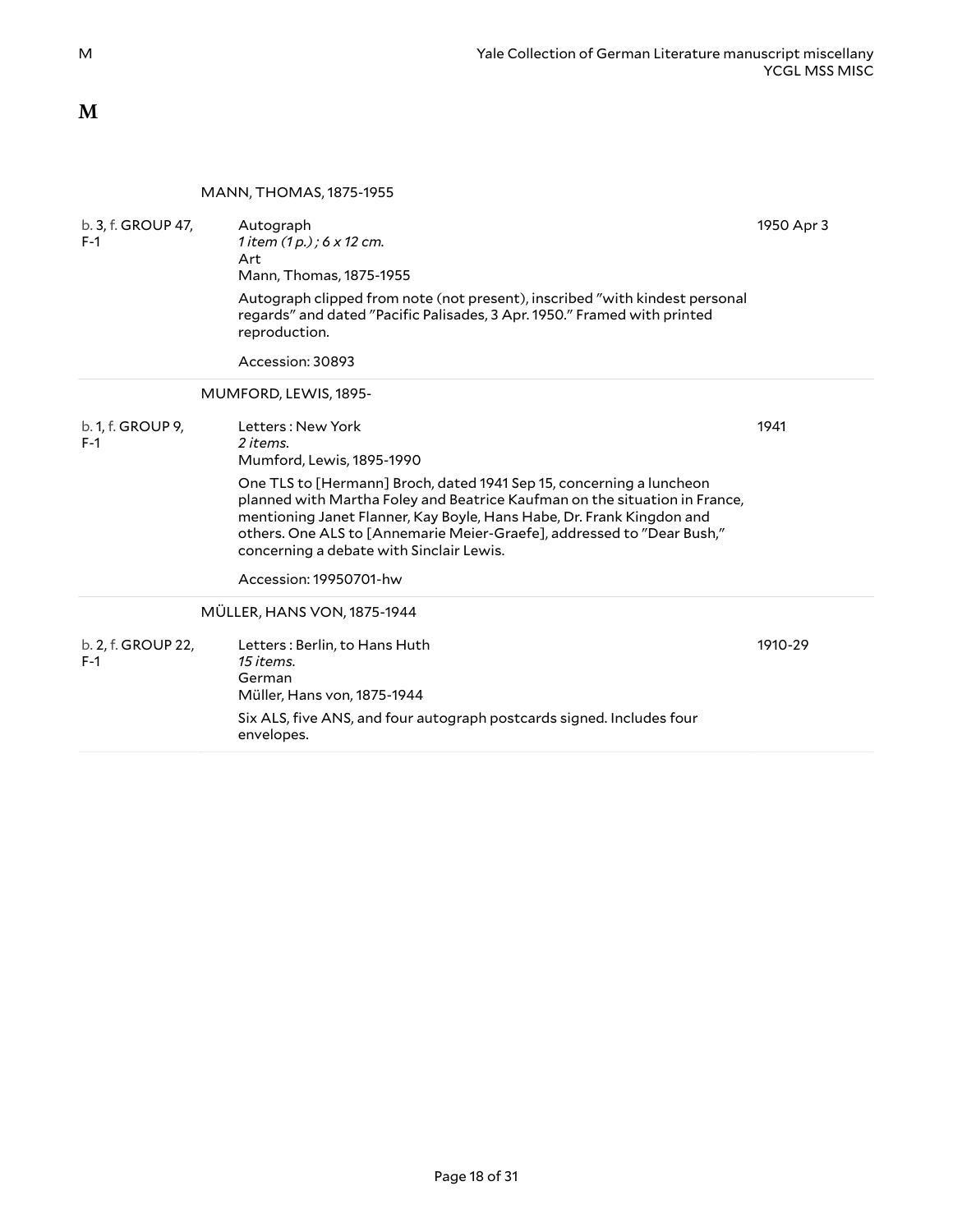# M

### MANN, THOMAS, 1875-1955

b. 3, f. GROUP 47, F-1

Autograph
*1 item (1 p.) ; 6 x 12 cm.*
Art
Mann, Thomas, 1875-1955

1950 Apr 3

Autograph clipped from note (not present), inscribed "with kindest personal regards" and dated "Pacific Palisades, 3 Apr. 1950." Framed with printed reproduction.

Accession: 30893

### MUMFORD, LEWIS, 1895-

b. 1, f. GROUP 9, F-1

Letters : New York
*2 items.*
Mumford, Lewis, 1895-1990

1941

One TLS to [Hermann] Broch, dated 1941 Sep 15, concerning a luncheon planned with Martha Foley and Beatrice Kaufman on the situation in France, mentioning Janet Flanner, Kay Boyle, Hans Habe, Dr. Frank Kingdon and others. One ALS to [Annemarie Meier-Graefe], addressed to "Dear Bush," concerning a debate with Sinclair Lewis.

Accession: 19950701-hw

### MÜLLER, HANS VON, 1875-1944

b. 2, f. GROUP 22, F-1

Letters : Berlin, to Hans Huth
*15 items.*
German
Müller, Hans von, 1875-1944

1910-29

Six ALS, five ANS, and four autograph postcards signed. Includes four envelopes.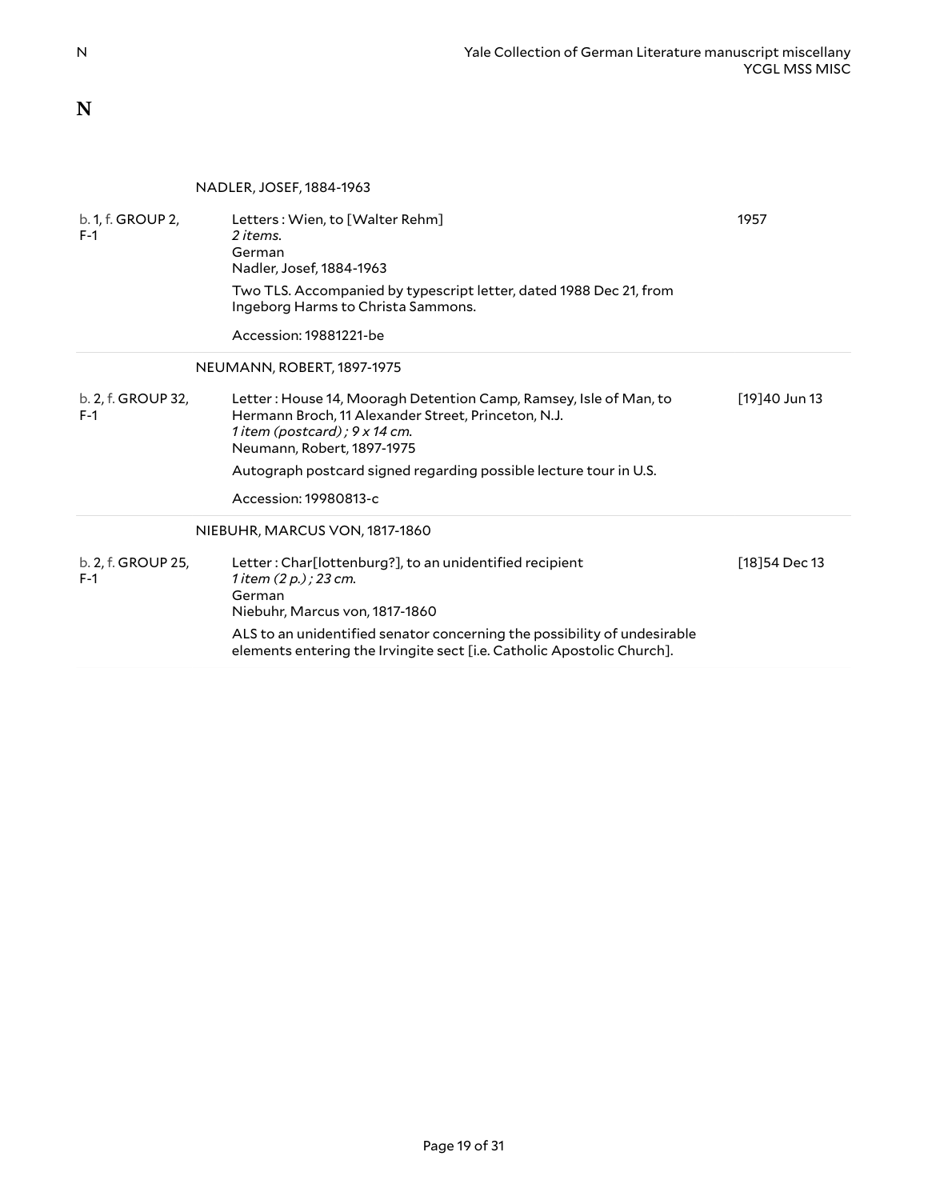# N

## NADLER, JOSEF, 1884-1963

| | | |
|---|---|---|
| b. 1, f. GROUP 2, F-1 | Letters : Wien, to [Walter Rehm]<br>*2 items.*<br>German<br>Nadler, Josef, 1884-1963<br><br>Two TLS. Accompanied by typescript letter, dated 1988 Dec 21, from Ingeborg Harms to Christa Sammons.<br><br>Accession: 19881221-be | 1957 |

## NEUMANN, ROBERT, 1897-1975

| | | |
|---|---|---|
| b. 2, f. GROUP 32, F-1 | Letter : House 14, Mooragh Detention Camp, Ramsey, Isle of Man, to Hermann Broch, 11 Alexander Street, Princeton, N.J.<br>*1 item (postcard) ; 9 x 14 cm.*<br>Neumann, Robert, 1897-1975<br><br>Autograph postcard signed regarding possible lecture tour in U.S.<br><br>Accession: 19980813-c | [19]40 Jun 13 |

## NIEBUHR, MARCUS VON, 1817-1860

| | | |
|---|---|---|
| b. 2, f. GROUP 25, F-1 | Letter : Char[lottenburg?], to an unidentified recipient<br>*1 item (2 p.) ; 23 cm.*<br>German<br>Niebuhr, Marcus von, 1817-1860<br><br>ALS to an unidentified senator concerning the possibility of undesirable elements entering the Irvingite sect [i.e. Catholic Apostolic Church]. | [18]54 Dec 13 |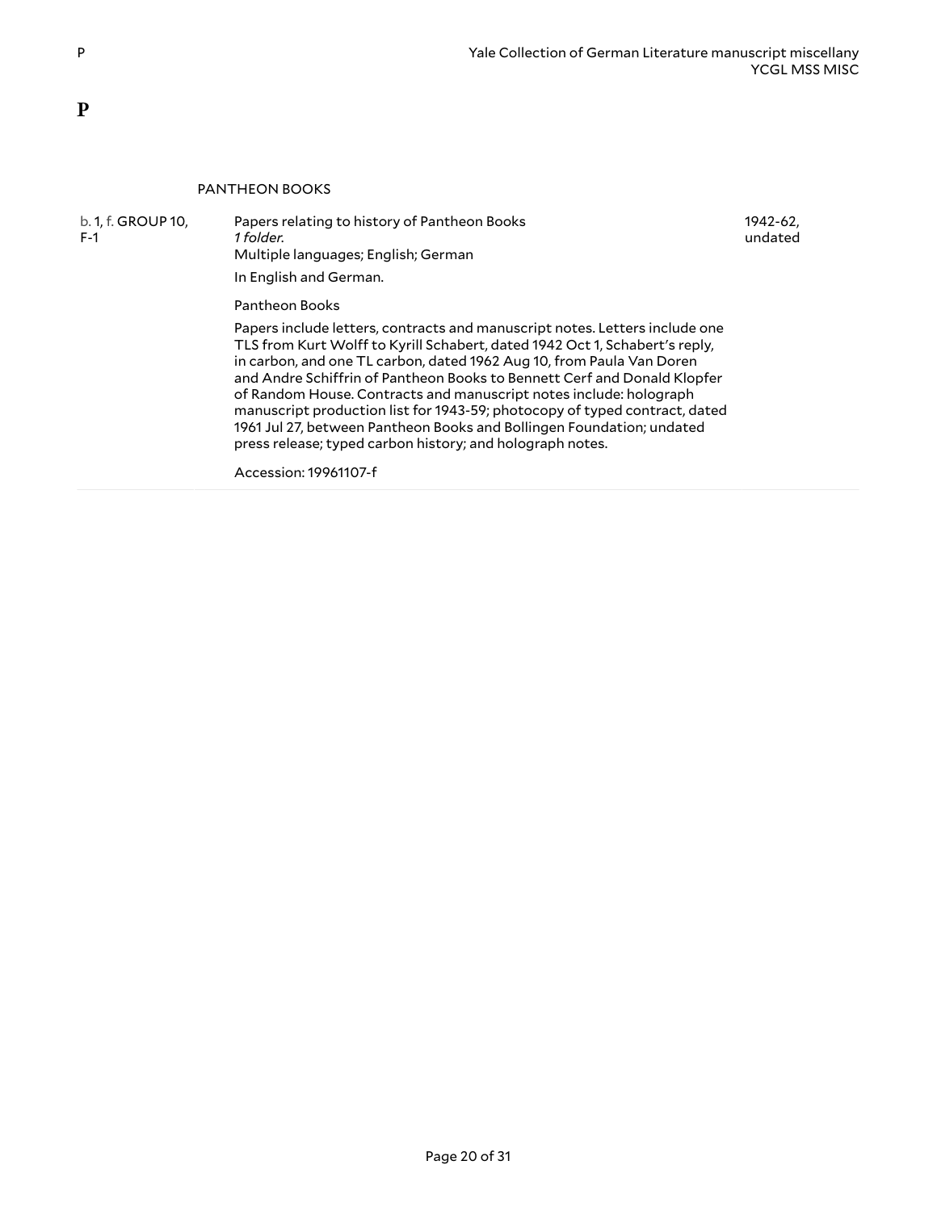# P

### PANTHEON BOOKS

| Location | Description | Date |
|---|---|---|
| b. 1, f. GROUP 10, F-1 | Papers relating to history of Pantheon Books<br>*1 folder.*<br>Multiple languages; English; German<br>In English and German.<br>Pantheon Books<br>Papers include letters, contracts and manuscript notes. Letters include one TLS from Kurt Wolff to Kyrill Schabert, dated 1942 Oct 1, Schabert's reply, in carbon, and one TL carbon, dated 1962 Aug 10, from Paula Van Doren and Andre Schiffrin of Pantheon Books to Bennett Cerf and Donald Klopfer of Random House. Contracts and manuscript notes include: holograph manuscript production list for 1943-59; photocopy of typed contract, dated 1961 Jul 27, between Pantheon Books and Bollingen Foundation; undated press release; typed carbon history; and holograph notes.<br>Accession: 19961107-f | 1942-62, undated |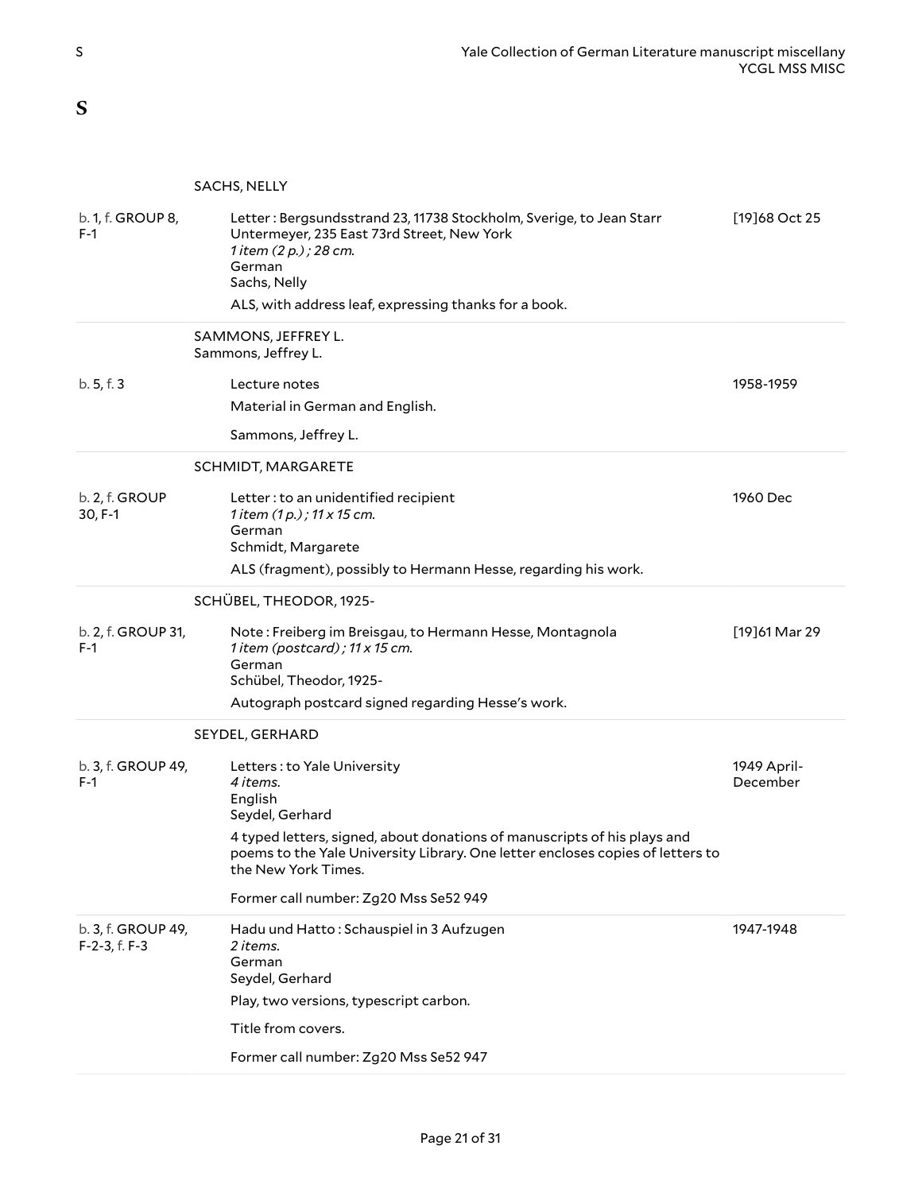# S

### SACHS, NELLY

| | | |
|---|---|---|
| b. 1, f. GROUP 8, F-1 | Letter : Bergsundsstrand 23, 11738 Stockholm, Sverige, to Jean Starr Untermeyer, 235 East 73rd Street, New York<br>*1 item (2 p.) ; 28 cm.*<br>German<br>Sachs, Nelly<br>ALS, with address leaf, expressing thanks for a book. | [19]68 Oct 25 |

### SAMMONS, JEFFREY L.

Sammons, Jeffrey L.

| | | |
|---|---|---|
| b. 5, f. 3 | Lecture notes<br>Material in German and English.<br>Sammons, Jeffrey L. | 1958-1959 |

### SCHMIDT, MARGARETE

| | | |
|---|---|---|
| b. 2, f. GROUP 30, F-1 | Letter : to an unidentified recipient<br>*1 item (1 p.) ; 11 x 15 cm.*<br>German<br>Schmidt, Margarete<br>ALS (fragment), possibly to Hermann Hesse, regarding his work. | 1960 Dec |

### SCHÜBEL, THEODOR, 1925-

| | | |
|---|---|---|
| b. 2, f. GROUP 31, F-1 | Note : Freiberg im Breisgau, to Hermann Hesse, Montagnola<br>*1 item (postcard) ; 11 x 15 cm.*<br>German<br>Schübel, Theodor, 1925-<br>Autograph postcard signed regarding Hesse's work. | [19]61 Mar 29 |

### SEYDEL, GERHARD

| | | |
|---|---|---|
| b. 3, f. GROUP 49, F-1 | Letters : to Yale University<br>*4 items.*<br>English<br>Seydel, Gerhard<br>4 typed letters, signed, about donations of manuscripts of his plays and poems to the Yale University Library. One letter encloses copies of letters to the New York Times.<br>Former call number: Zg20 Mss Se52 949 | 1949 April-December |
| b. 3, f. GROUP 49, F-2-3, f. F-3 | Hadu und Hatto : Schauspiel in 3 Aufzugen<br>*2 items.*<br>German<br>Seydel, Gerhard<br>Play, two versions, typescript carbon.<br>Title from covers.<br>Former call number: Zg20 Mss Se52 947 | 1947-1948 |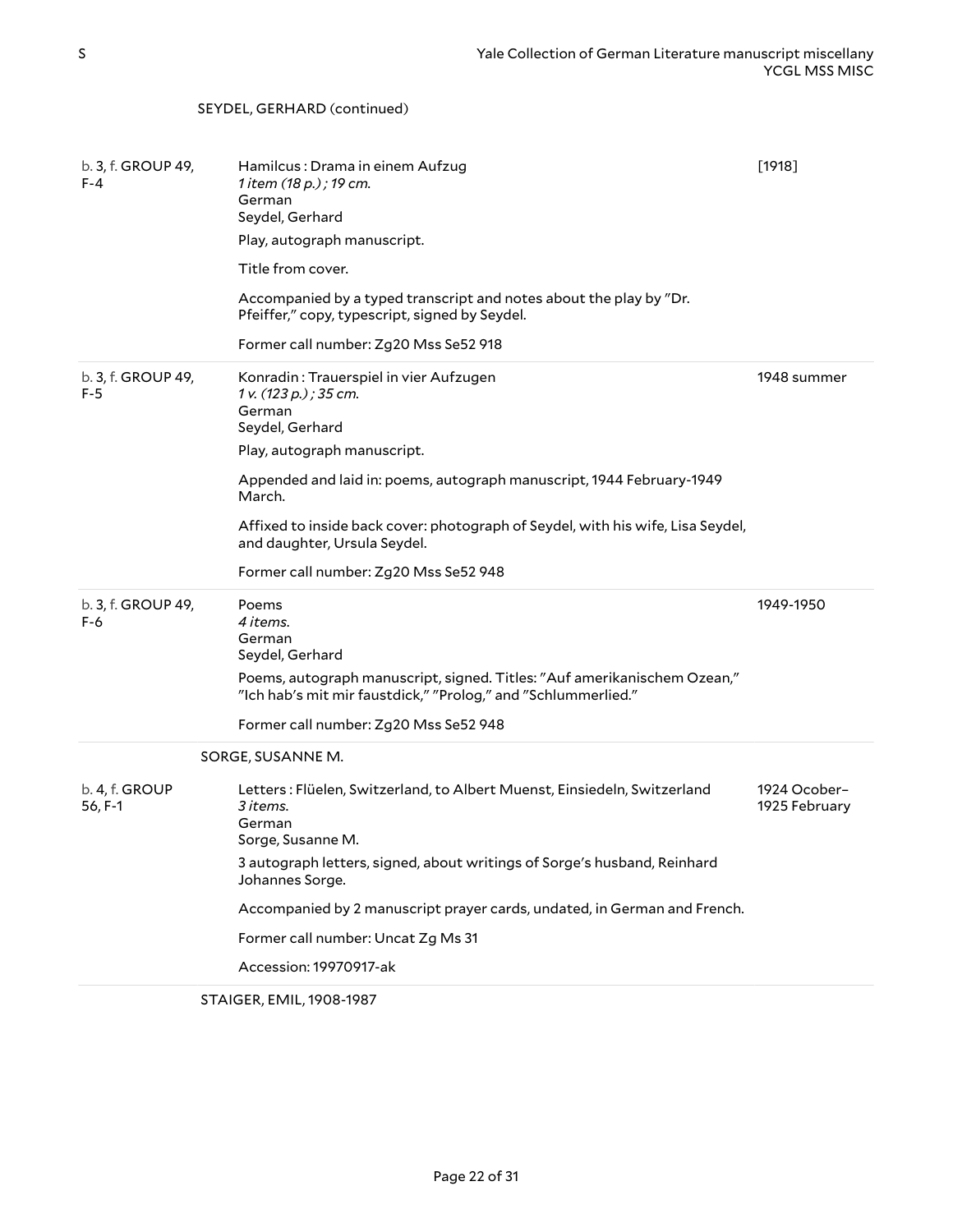SEYDEL, GERHARD (continued)

| | | |
|---|---|---|
| b. 3, f. GROUP 49, F-4 | Hamilcus : Drama in einem Aufzug<br>*1 item (18 p.) ; 19 cm.*<br>German<br>Seydel, Gerhard<br>Play, autograph manuscript.<br>Title from cover.<br>Accompanied by a typed transcript and notes about the play by "Dr. Pfeiffer," copy, typescript, signed by Seydel.<br>Former call number: Zg20 Mss Se52 918 | [1918] |
| b. 3, f. GROUP 49, F-5 | Konradin : Trauerspiel in vier Aufzugen<br>*1 v. (123 p.) ; 35 cm.*<br>German<br>Seydel, Gerhard<br>Play, autograph manuscript.<br>Appended and laid in: poems, autograph manuscript, 1944 February-1949 March.<br>Affixed to inside back cover: photograph of Seydel, with his wife, Lisa Seydel, and daughter, Ursula Seydel.<br>Former call number: Zg20 Mss Se52 948 | 1948 summer |
| b. 3, f. GROUP 49, F-6 | Poems<br>*4 items.*<br>German<br>Seydel, Gerhard<br>Poems, autograph manuscript, signed. Titles: "Auf amerikanischem Ozean," "Ich hab's mit mir faustdick," "Prolog," and "Schlummerlied."<br>Former call number: Zg20 Mss Se52 948 | 1949-1950 |

SORGE, SUSANNE M.

| | | |
|---|---|---|
| b. 4, f. GROUP 56, F-1 | Letters : Flüelen, Switzerland, to Albert Muenst, Einsiedeln, Switzerland<br>*3 items.*<br>German<br>Sorge, Susanne M.<br>3 autograph letters, signed, about writings of Sorge's husband, Reinhard Johannes Sorge.<br>Accompanied by 2 manuscript prayer cards, undated, in German and French.<br>Former call number: Uncat Zg Ms 31<br>Accession: 19970917-ak | 1924 Ocober–1925 February |

STAIGER, EMIL, 1908-1987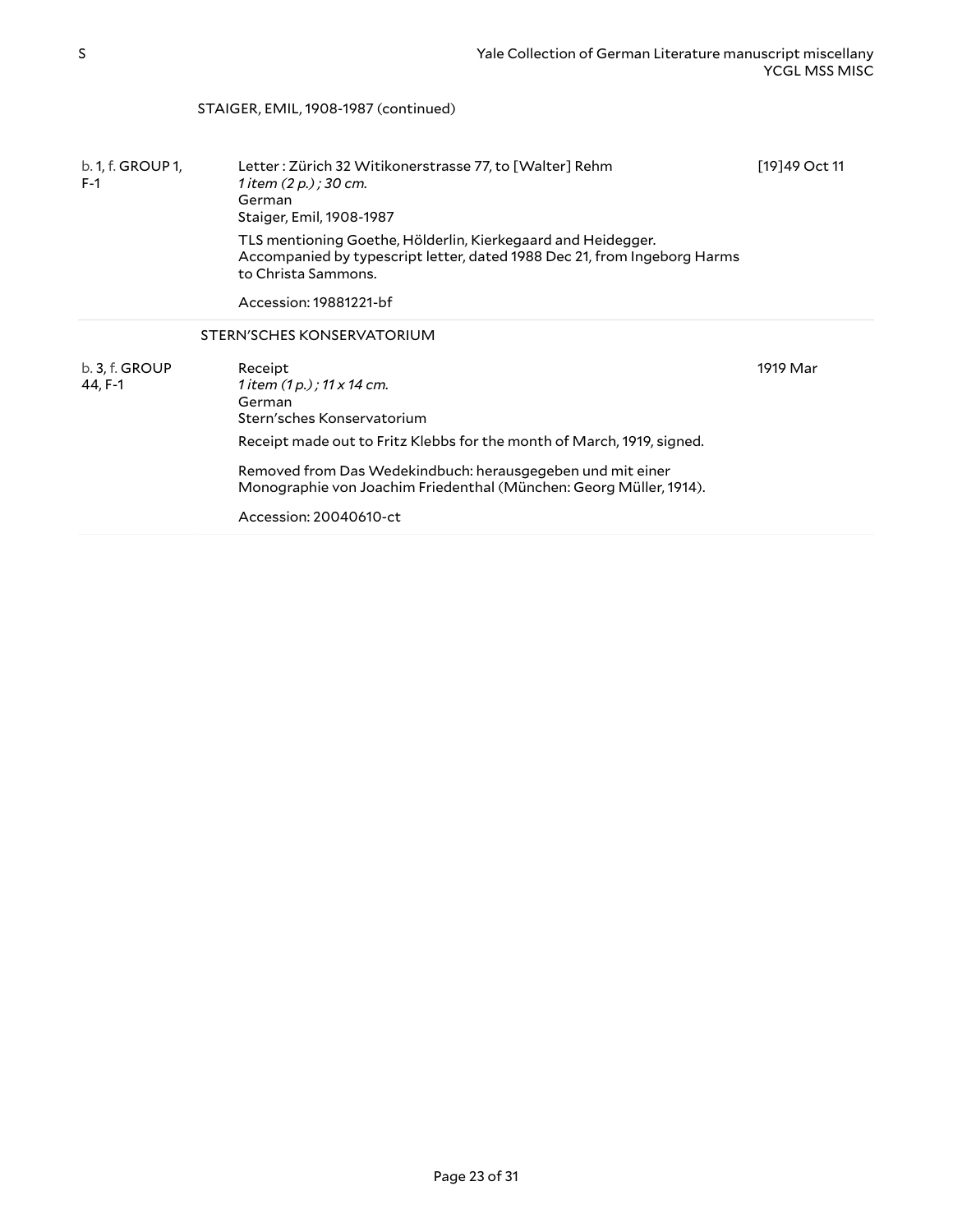STAIGER, EMIL, 1908-1987 (continued)

| Location | Description | Date |
| --- | --- | --- |
| b. 1, f. GROUP 1, F-1 | Letter : Zürich 32 Witikonerstrasse 77, to [Walter] Rehm<br>*1 item (2 p.) ; 30 cm.*<br>German<br>Staiger, Emil, 1908-1987<br>TLS mentioning Goethe, Hölderlin, Kierkegaard and Heidegger. Accompanied by typescript letter, dated 1988 Dec 21, from Ingeborg Harms to Christa Sammons.<br>Accession: 19881221-bf | [19]49 Oct 11 |

STERN'SCHES KONSERVATORIUM

| Location | Description | Date |
| --- | --- | --- |
| b. 3, f. GROUP 44, F-1 | Receipt<br>*1 item (1 p.) ; 11 x 14 cm.*<br>German<br>Stern'sches Konservatorium<br>Receipt made out to Fritz Klebbs for the month of March, 1919, signed.<br>Removed from Das Wedekindbuch: herausgegeben und mit einer Monographie von Joachim Friedenthal (München: Georg Müller, 1914).<br>Accession: 20040610-ct | 1919 Mar |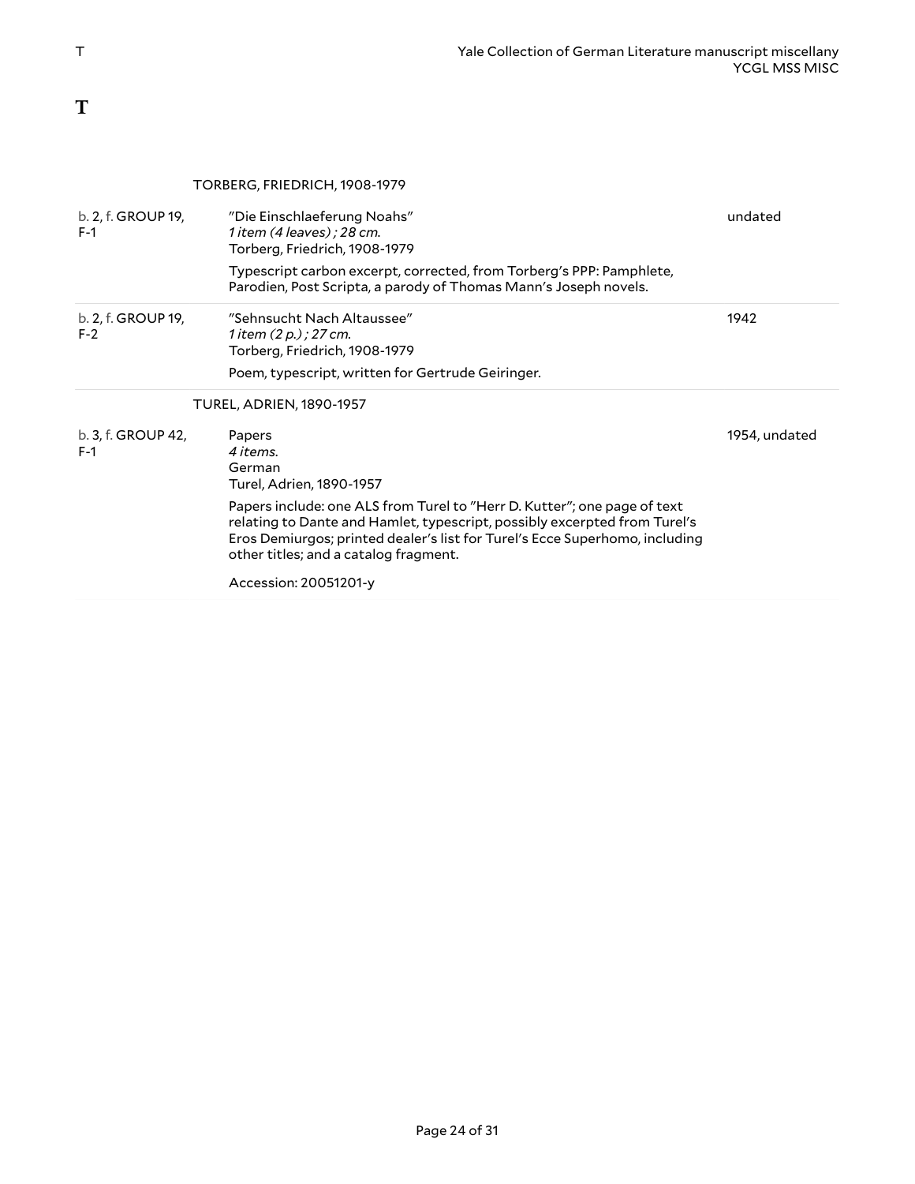# T

TORBERG, FRIEDRICH, 1908-1979

| Location | Description | Date |
| --- | --- | --- |
| b. 2, f. GROUP 19, F-1 | "Die Einschlaeferung Noahs"<br>*1 item (4 leaves) ; 28 cm.*<br>Torberg, Friedrich, 1908-1979<br>Typescript carbon excerpt, corrected, from Torberg's PPP: Pamphlete, Parodien, Post Scripta, a parody of Thomas Mann's Joseph novels. | undated |
| b. 2, f. GROUP 19, F-2 | "Sehnsucht Nach Altaussee"<br>*1 item (2 p.) ; 27 cm.*<br>Torberg, Friedrich, 1908-1979<br>Poem, typescript, written for Gertrude Geiringer. | 1942 |

TUREL, ADRIEN, 1890-1957

| Location | Description | Date |
| --- | --- | --- |
| b. 3, f. GROUP 42, F-1 | Papers<br>*4 items.*<br>German<br>Turel, Adrien, 1890-1957<br>Papers include: one ALS from Turel to "Herr D. Kutter"; one page of text relating to Dante and Hamlet, typescript, possibly excerpted from Turel's Eros Demiurgos; printed dealer's list for Turel's Ecce Superhomo, including other titles; and a catalog fragment.<br>Accession: 20051201-y | 1954, undated |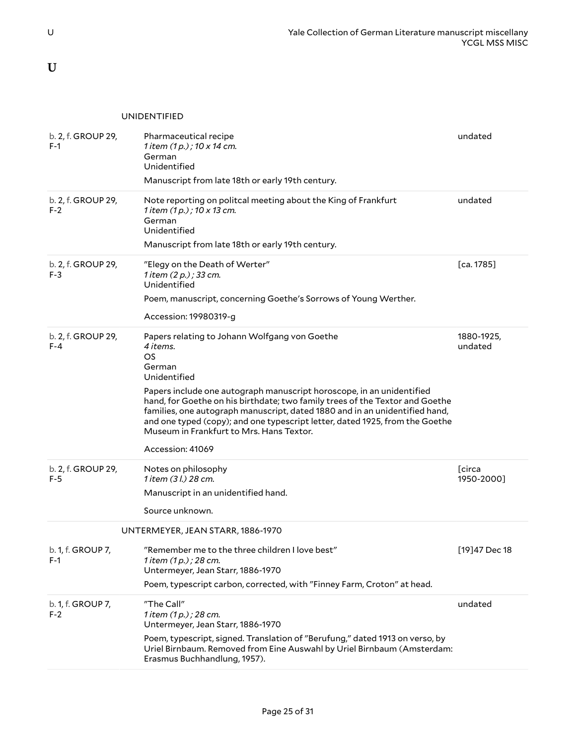# U

### UNIDENTIFIED

| Location | Description | Date |
|---|---|---|
| b. 2, f. GROUP 29, F-1 | Pharmaceutical recipe<br>*1 item (1 p.) ; 10 x 14 cm.*<br>German<br>Unidentified<br>Manuscript from late 18th or early 19th century. | undated |
| b. 2, f. GROUP 29, F-2 | Note reporting on politcal meeting about the King of Frankfurt<br>*1 item (1 p.) ; 10 x 13 cm.*<br>German<br>Unidentified<br>Manuscript from late 18th or early 19th century. | undated |
| b. 2, f. GROUP 29, F-3 | "Elegy on the Death of Werter"<br>*1 item (2 p.) ; 33 cm.*<br>Unidentified<br>Poem, manuscript, concerning Goethe's Sorrows of Young Werther.<br>Accession: 19980319-g | [ca. 1785] |
| b. 2, f. GROUP 29, F-4 | Papers relating to Johann Wolfgang von Goethe<br>*4 items.*<br>OS<br>German<br>Unidentified<br>Papers include one autograph manuscript horoscope, in an unidentified hand, for Goethe on his birthdate; two family trees of the Textor and Goethe families, one autograph manuscript, dated 1880 and in an unidentified hand, and one typed (copy); and one typescript letter, dated 1925, from the Goethe Museum in Frankfurt to Mrs. Hans Textor.<br>Accession: 41069 | 1880-1925, undated |
| b. 2, f. GROUP 29, F-5 | Notes on philosophy<br>*1 item (3 l.) 28 cm.*<br>Manuscript in an unidentified hand.<br>Source unknown. | [circa 1950-2000] |

### UNTERMEYER, JEAN STARR, 1886-1970

| Location | Description | Date |
|---|---|---|
| b. 1, f. GROUP 7, F-1 | "Remember me to the three children I love best"<br>*1 item (1 p.) ; 28 cm.*<br>Untermeyer, Jean Starr, 1886-1970<br>Poem, typescript carbon, corrected, with "Finney Farm, Croton" at head. | [19]47 Dec 18 |
| b. 1, f. GROUP 7, F-2 | "The Call"<br>*1 item (1 p.) ; 28 cm.*<br>Untermeyer, Jean Starr, 1886-1970<br>Poem, typescript, signed. Translation of "Berufung," dated 1913 on verso, by Uriel Birnbaum. Removed from Eine Auswahl by Uriel Birnbaum (Amsterdam: Erasmus Buchhandlung, 1957). | undated |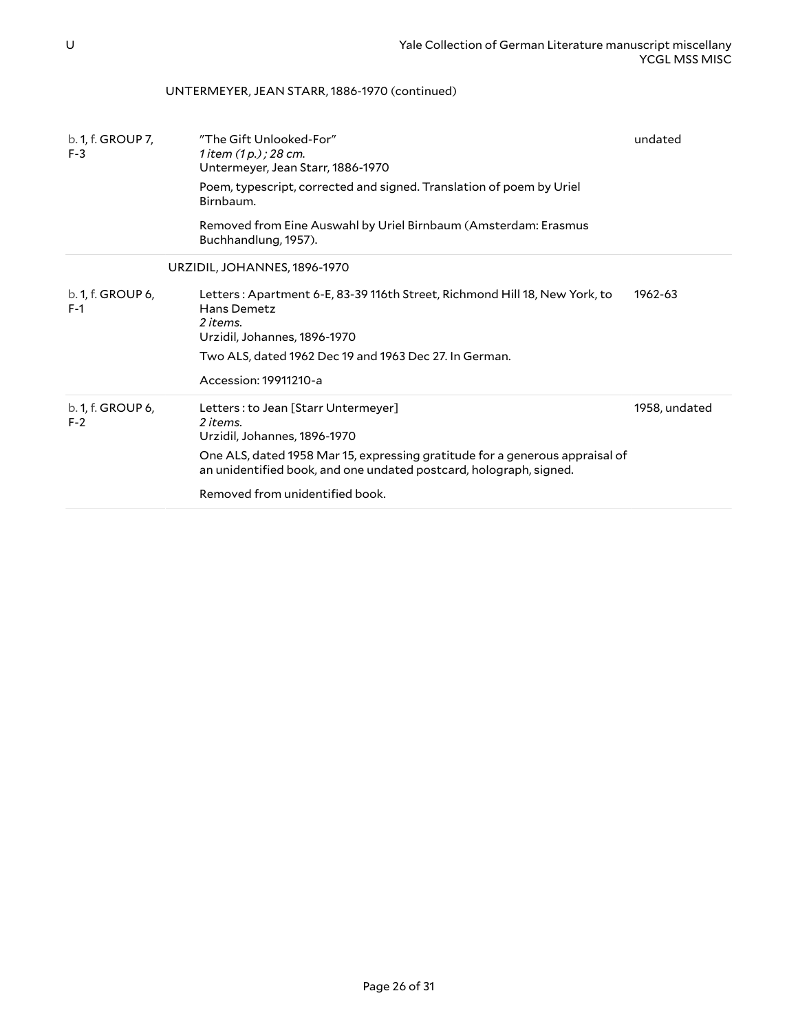UNTERMEYER, JEAN STARR, 1886-1970 (continued)

| | | |
|---|---|---|
| b. 1, f. GROUP 7, F-3 | "The Gift Unlooked-For"<br>*1 item (1 p.) ; 28 cm.*<br>Untermeyer, Jean Starr, 1886-1970<br>Poem, typescript, corrected and signed. Translation of poem by Uriel Birnbaum.<br>Removed from Eine Auswahl by Uriel Birnbaum (Amsterdam: Erasmus Buchhandlung, 1957). | undated |

URZIDIL, JOHANNES, 1896-1970

| | | |
|---|---|---|
| b. 1, f. GROUP 6, F-1 | Letters : Apartment 6-E, 83-39 116th Street, Richmond Hill 18, New York, to Hans Demetz<br>*2 items.*<br>Urzidil, Johannes, 1896-1970<br>Two ALS, dated 1962 Dec 19 and 1963 Dec 27. In German.<br>Accession: 19911210-a | 1962-63 |
| b. 1, f. GROUP 6, F-2 | Letters : to Jean [Starr Untermeyer]<br>*2 items.*<br>Urzidil, Johannes, 1896-1970<br>One ALS, dated 1958 Mar 15, expressing gratitude for a generous appraisal of an unidentified book, and one undated postcard, holograph, signed.<br>Removed from unidentified book. | 1958, undated |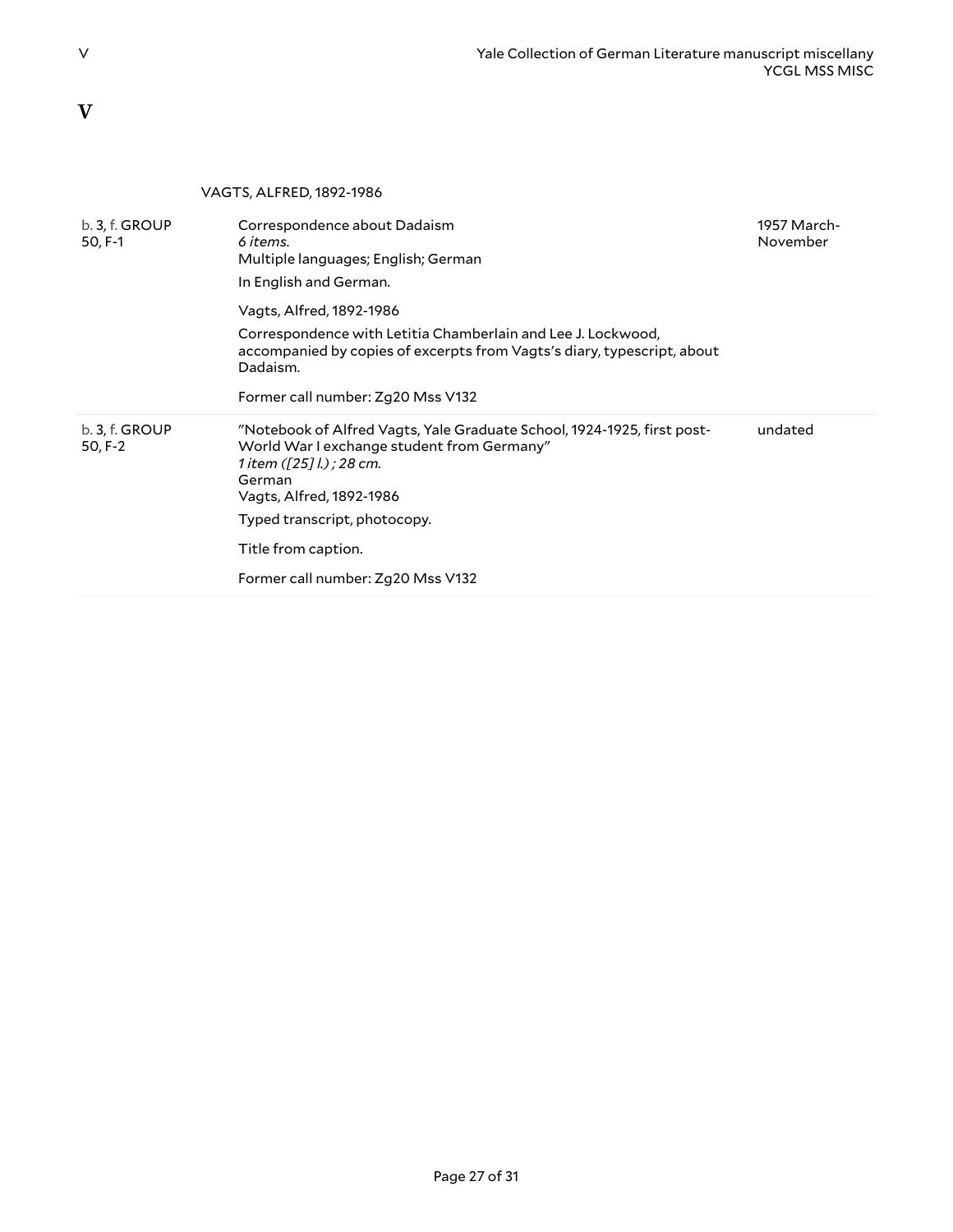# V

VAGTS, ALFRED, 1892-1986

| | | |
|---|---|---|
| b. 3, f. GROUP 50, F-1 | Correspondence about Dadaism<br>*6 items.*<br>Multiple languages; English; German<br>In English and German.<br>Vagts, Alfred, 1892-1986<br>Correspondence with Letitia Chamberlain and Lee J. Lockwood, accompanied by copies of excerpts from Vagts's diary, typescript, about Dadaism.<br>Former call number: Zg20 Mss V132 | 1957 March-November |
| b. 3, f. GROUP 50, F-2 | "Notebook of Alfred Vagts, Yale Graduate School, 1924-1925, first post-World War I exchange student from Germany"<br>*1 item ([25] l.) ; 28 cm.*<br>German<br>Vagts, Alfred, 1892-1986<br>Typed transcript, photocopy.<br>Title from caption.<br>Former call number: Zg20 Mss V132 | undated |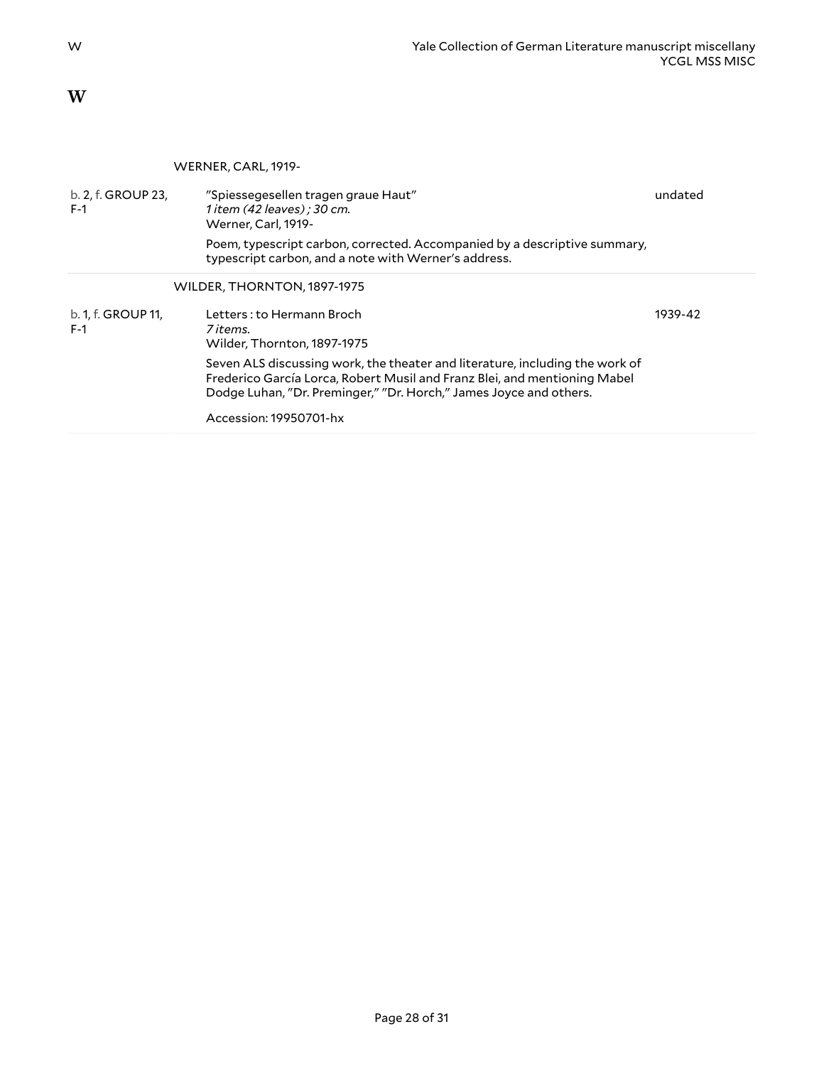# W

### WERNER, CARL, 1919-

| Location | Description | Date |
| --- | --- | --- |
| b. 2, f. GROUP 23, F-1 | "Spiessegesellen tragen graue Haut"<br>*1 item (42 leaves) ; 30 cm.*<br>Werner, Carl, 1919-<br><br>Poem, typescript carbon, corrected. Accompanied by a descriptive summary, typescript carbon, and a note with Werner's address. | undated |

### WILDER, THORNTON, 1897-1975

| Location | Description | Date |
| --- | --- | --- |
| b. 1, f. GROUP 11, F-1 | Letters : to Hermann Broch<br>*7 items.*<br>Wilder, Thornton, 1897-1975<br><br>Seven ALS discussing work, the theater and literature, including the work of Frederico García Lorca, Robert Musil and Franz Blei, and mentioning Mabel Dodge Luhan, "Dr. Preminger," "Dr. Horch," James Joyce and others.<br><br>Accession: 19950701-hx | 1939-42 |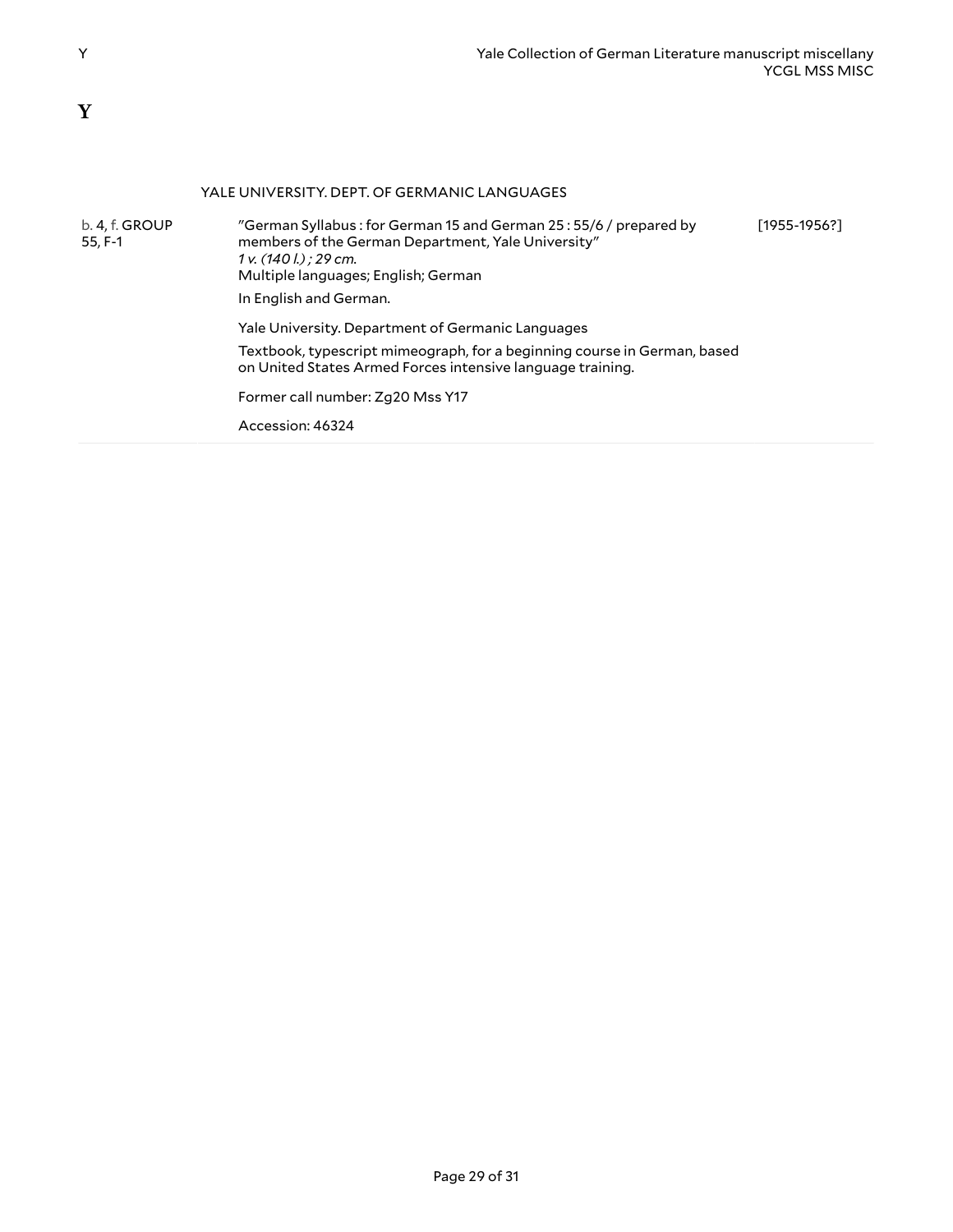# Y

### YALE UNIVERSITY. DEPT. OF GERMANIC LANGUAGES

| | | |
|---|---|---|
| b. 4, f. GROUP 55, F-1 | "German Syllabus : for German 15 and German 25 : 55/6 / prepared by members of the German Department, Yale University"<br>*1 v. (140 l.) ; 29 cm.*<br>Multiple languages; English; German<br>In English and German.<br>Yale University. Department of Germanic Languages<br>Textbook, typescript mimeograph, for a beginning course in German, based on United States Armed Forces intensive language training.<br>Former call number: Zg20 Mss Y17<br>Accession: 46324 | [1955-1956?] |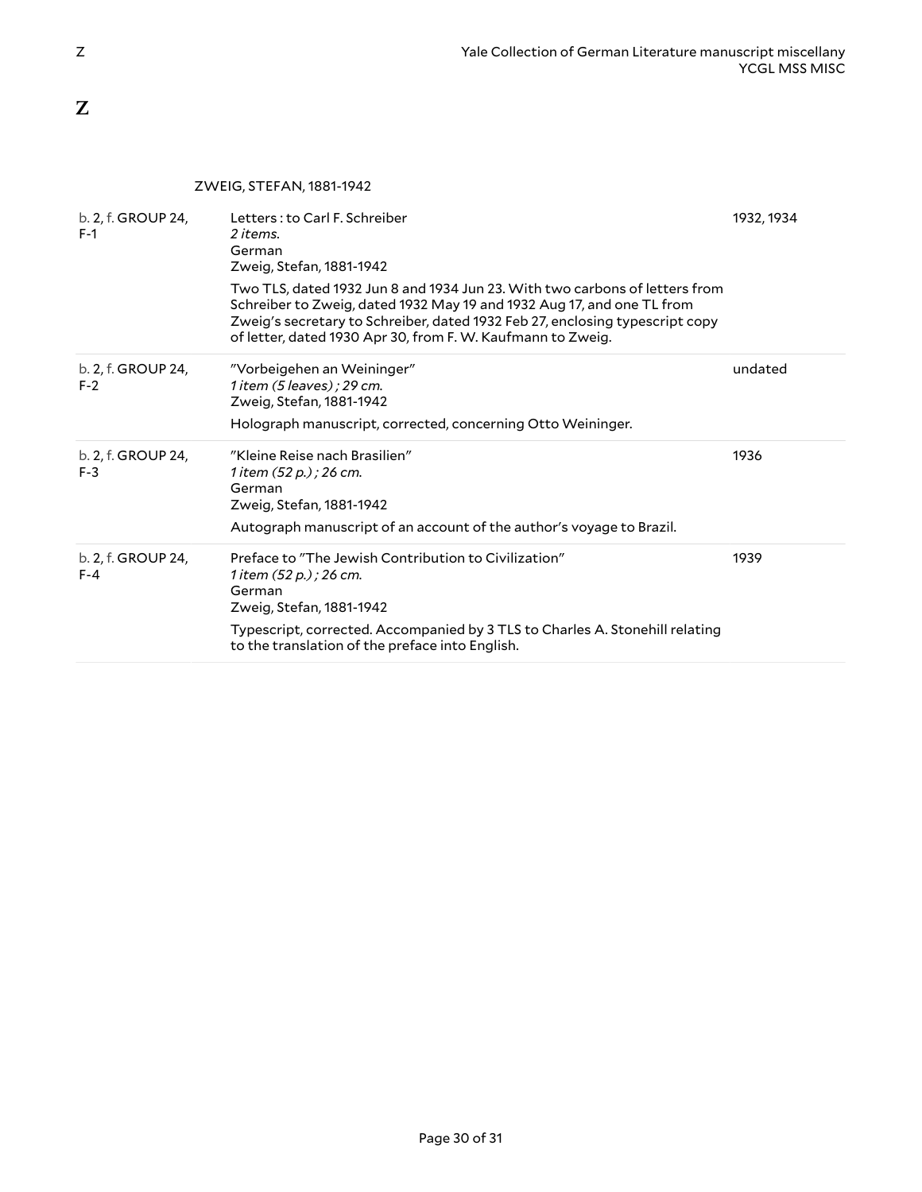# Z

ZWEIG, STEFAN, 1881-1942

| Location | Description | Date |
|---|---|---|
| b. 2, f. GROUP 24, F-1 | Letters : to Carl F. Schreiber<br>*2 items.*<br>German<br>Zweig, Stefan, 1881-1942<br>Two TLS, dated 1932 Jun 8 and 1934 Jun 23. With two carbons of letters from Schreiber to Zweig, dated 1932 May 19 and 1932 Aug 17, and one TL from Zweig's secretary to Schreiber, dated 1932 Feb 27, enclosing typescript copy of letter, dated 1930 Apr 30, from F. W. Kaufmann to Zweig. | 1932, 1934 |
| b. 2, f. GROUP 24, F-2 | "Vorbeigehen an Weininger"<br>*1 item (5 leaves) ; 29 cm.*<br>Zweig, Stefan, 1881-1942<br>Holograph manuscript, corrected, concerning Otto Weininger. | undated |
| b. 2, f. GROUP 24, F-3 | "Kleine Reise nach Brasilien"<br>*1 item (52 p.) ; 26 cm.*<br>German<br>Zweig, Stefan, 1881-1942<br>Autograph manuscript of an account of the author's voyage to Brazil. | 1936 |
| b. 2, f. GROUP 24, F-4 | Preface to "The Jewish Contribution to Civilization"<br>*1 item (52 p.) ; 26 cm.*<br>German<br>Zweig, Stefan, 1881-1942<br>Typescript, corrected. Accompanied by 3 TLS to Charles A. Stonehill relating to the translation of the preface into English. | 1939 |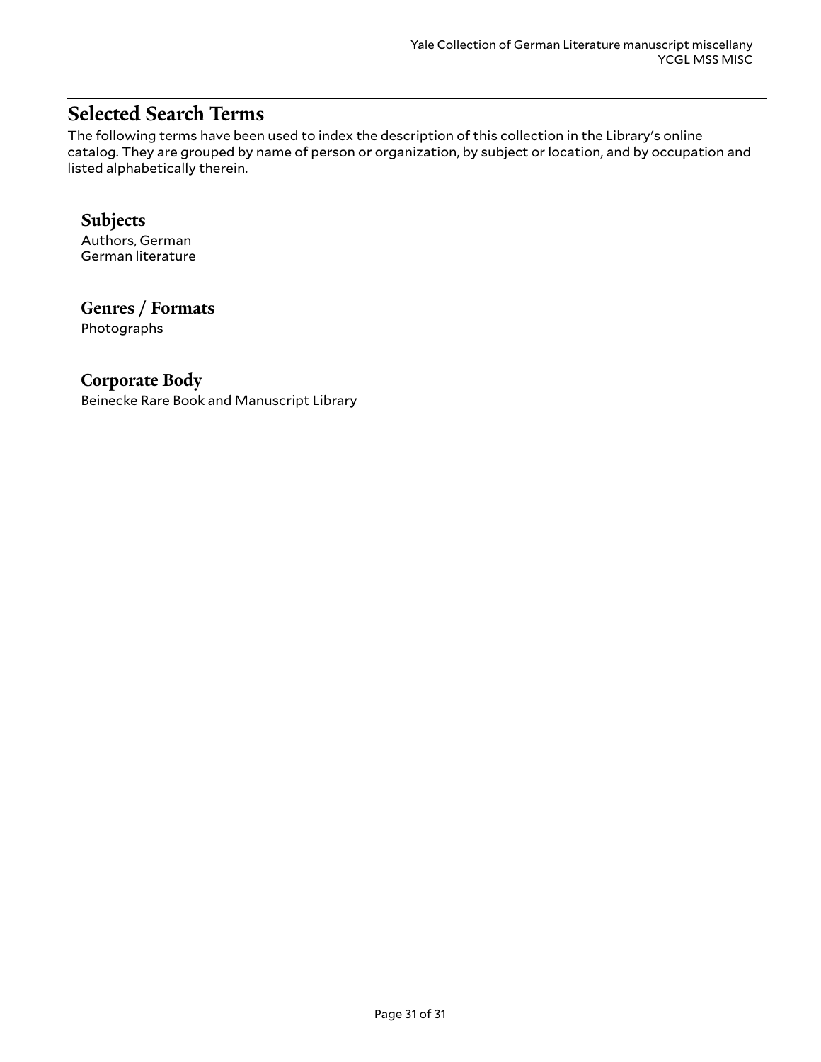## Selected Search Terms

The following terms have been used to index the description of this collection in the Library's online catalog. They are grouped by name of person or organization, by subject or location, and by occupation and listed alphabetically therein.

### Subjects

Authors, German
German literature

### Genres / Formats

Photographs

### Corporate Body

Beinecke Rare Book and Manuscript Library